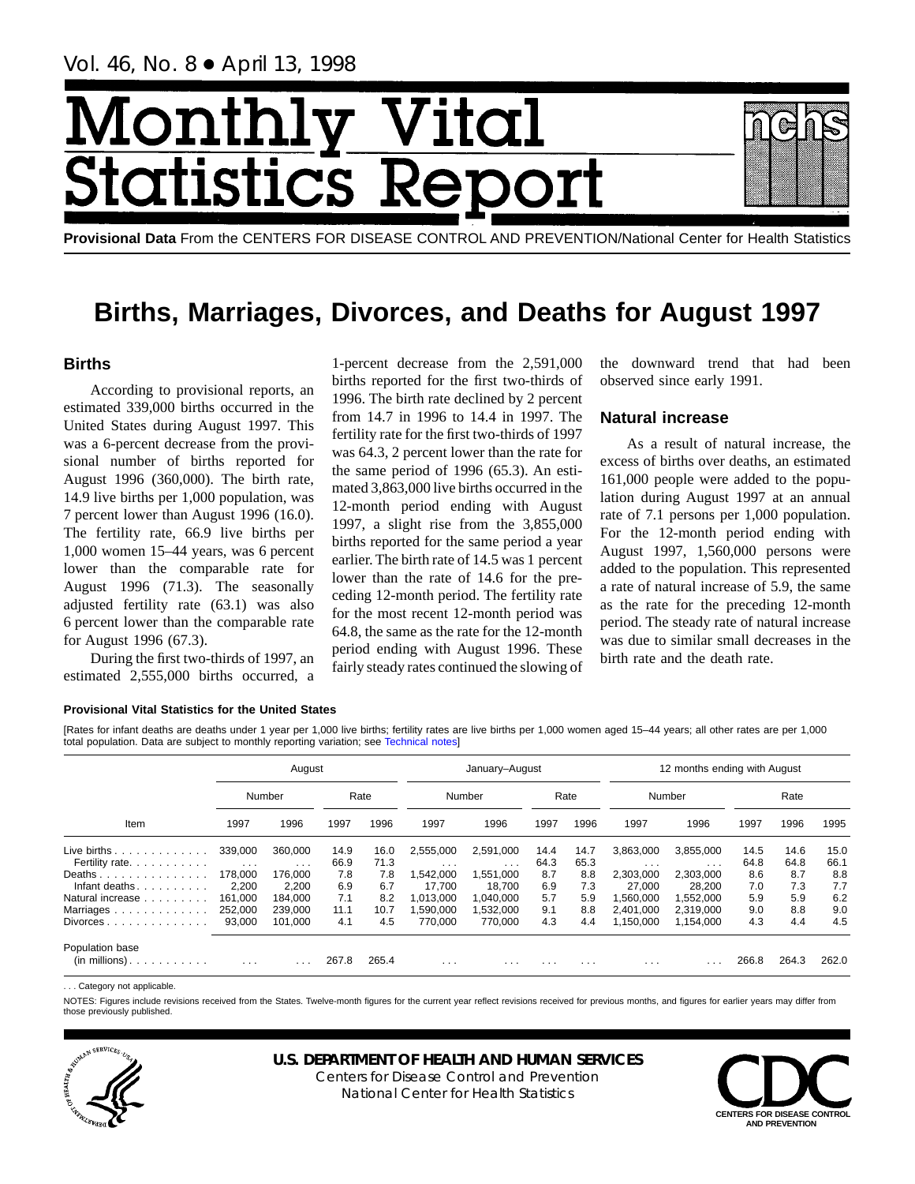# Monthly Vital Statistics Report

**Provisional Data** From the CENTERS FOR DISEASE CONTROL AND PREVENTION/National Center for Health Statistics

## Births, Marriages, Divorces, and Deaths for August 1997

### Births

According to provisional reports, an estimated 339,000 births occurred in the United States during August 1997. This was a 6-percent decrease from the provisional number of births reported for August 1996 (360,000). The birth rate, 14.9 live births per 1,000 population, was 7 percent lower than August 1996 (16.0). The fertility rate, 66.9 live births per 1,000 women 15–44 years, was 6 percent lower than the comparable rate for August 1996 (71.3). The seasonally adjusted fertility rate (63.1) was also 6 percent lower than the comparable rate for August 1996 (67.3).

During the first two-thirds of 1997, an estimated 2,555,000 births occurred, a 1-percent decrease from the 2,591,000 births reported for the first two-thirds of 1996. The birth rate declined by 2 percent from 14.7 in 1996 to 14.4 in 1997. The fertility rate for the first two-thirds of 1997 was 64.3, 2 percent lower than the rate for the same period of 1996 (65.3). An estimated 3,863,000 live births occurred in the 12-month period ending with August 1997, a slight rise from the 3,855,000 births reported for the same period a year earlier. The birth rate of 14.5 was 1 percent lower than the rate of 14.6 for the preceding 12-month period. The fertility rate for the most recent 12-month period was 64.8, the same as the rate for the 12-month period ending with August 1996. These fairly steady rates continued the slowing of the downward trend that had been observed since early 1991.

### Natural increase

As a result of natural increase, the excess of births over deaths, an estimated 161,000 people were added to the population during August 1997 at an annual rate of 7.1 persons per 1,000 population. For the 12-month period ending with August 1997, 1,560,000 persons were added to the population. This represented a rate of natural increase of 5.9, the same as the rate for the preceding 12-month period. The steady rate of natural increase was due to similar small decreases in the birth rate and the death rate.

**Provisional Vital Statistics for the United States**

[Rates for infant deaths are deaths under 1 year per 1,000 live births; fertility rates are live births per 1,000 women aged 15–44 years; all other rates are per 1,000 total population. Data are subject to monthly reporting variation; see Technical notes]

| Item | August | | | | January–August | | | | 12 months ending with August | | | | |
|---|---|---|---|---|---|---|---|---|---|---|---|---|---|
| | Number | | Rate | | Number | | Rate | | Number | | Rate | | |
| | 1997 | 1996 | 1997 | 1996 | 1997 | 1996 | 1997 | 1996 | 1997 | 1996 | 1997 | 1996 | 1995 |
| Live births | 339,000 | 360,000 | 14.9 | 16.0 | 2,555,000 | 2,591,000 | 14.4 | 14.7 | 3,863,000 | 3,855,000 | 14.5 | 14.6 | 15.0 |
| Fertility rate | . . . | . . . | 66.9 | 71.3 | . . . | . . . | 64.3 | 65.3 | . . . | . . . | 64.8 | 64.8 | 66.1 |
| Deaths | 178,000 | 176,000 | 7.8 | 7.8 | 1,542,000 | 1,551,000 | 8.7 | 8.8 | 2,303,000 | 2,303,000 | 8.6 | 8.7 | 8.8 |
| Infant deaths | 2,200 | 2,200 | 6.9 | 6.7 | 17,700 | 18,700 | 6.9 | 7.3 | 27,000 | 28,200 | 7.0 | 7.3 | 7.7 |
| Natural increase | 161,000 | 184,000 | 7.1 | 8.2 | 1,013,000 | 1,040,000 | 5.7 | 5.9 | 1,560,000 | 1,552,000 | 5.9 | 5.9 | 6.2 |
| Marriages | 252,000 | 239,000 | 11.1 | 10.7 | 1,590,000 | 1,532,000 | 9.1 | 8.8 | 2,401,000 | 2,319,000 | 9.0 | 8.8 | 9.0 |
| Divorces | 93,000 | 101,000 | 4.1 | 4.5 | 770,000 | 770,000 | 4.3 | 4.4 | 1,150,000 | 1,154,000 | 4.3 | 4.4 | 4.5 |
| Population base (in millions) | . . . | . . . | 267.8 | 265.4 | . . . | . . . | . . . | . . . | . . . | . . . | 266.8 | 264.3 | 262.0 |

. . . Category not applicable.

NOTES: Figures include revisions received from the States. Twelve-month figures for the current year reflect revisions received for previous months, and figures for earlier years may differ from those previously published.

**U.S. DEPARTMENT OF HEALTH AND HUMAN SERVICES**
Centers for Disease Control and Prevention
National Center for Health Statistics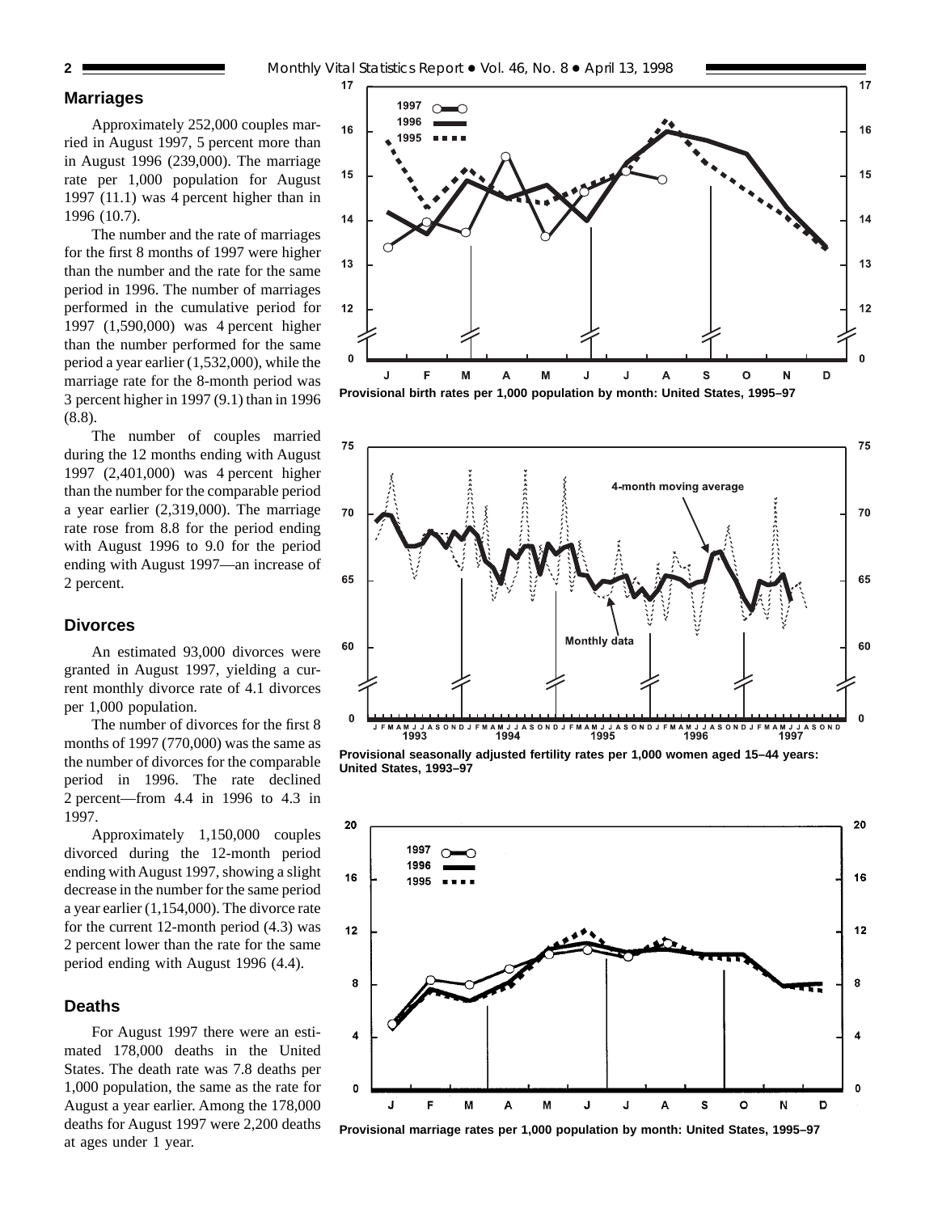## Marriages

Approximately 252,000 couples married in August 1997, 5 percent more than in August 1996 (239,000). The marriage rate per 1,000 population for August 1997 (11.1) was 4 percent higher than in 1996 (10.7).

The number and the rate of marriages for the first 8 months of 1997 were higher than the number and the rate for the same period in 1996. The number of marriages performed in the cumulative period for 1997 (1,590,000) was 4 percent higher than the number performed for the same period a year earlier (1,532,000), while the marriage rate for the 8-month period was 3 percent higher in 1997 (9.1) than in 1996 (8.8).

The number of couples married during the 12 months ending with August 1997 (2,401,000) was 4 percent higher than the number for the comparable period a year earlier (2,319,000). The marriage rate rose from 8.8 for the period ending with August 1996 to 9.0 for the period ending with August 1997—an increase of 2 percent.

## Divorces

An estimated 93,000 divorces were granted in August 1997, yielding a current monthly divorce rate of 4.1 divorces per 1,000 population.

The number of divorces for the first 8 months of 1997 (770,000) was the same as the number of divorces for the comparable period in 1996. The rate declined 2 percent—from 4.4 in 1996 to 4.3 in 1997.

Approximately 1,150,000 couples divorced during the 12-month period ending with August 1997, showing a slight decrease in the number for the same period a year earlier (1,154,000). The divorce rate for the current 12-month period (4.3) was 2 percent lower than the rate for the same period ending with August 1996 (4.4).

## Deaths

For August 1997 there were an estimated 178,000 deaths in the United States. The death rate was 7.8 deaths per 1,000 population, the same as the rate for August a year earlier. Among the 178,000 deaths for August 1997 were 2,200 deaths at ages under 1 year.

**Provisional birth rates per 1,000 population by month: United States, 1995–97**

**Provisional seasonally adjusted fertility rates per 1,000 women aged 15–44 years: United States, 1993–97**

**Provisional marriage rates per 1,000 population by month: United States, 1995–97**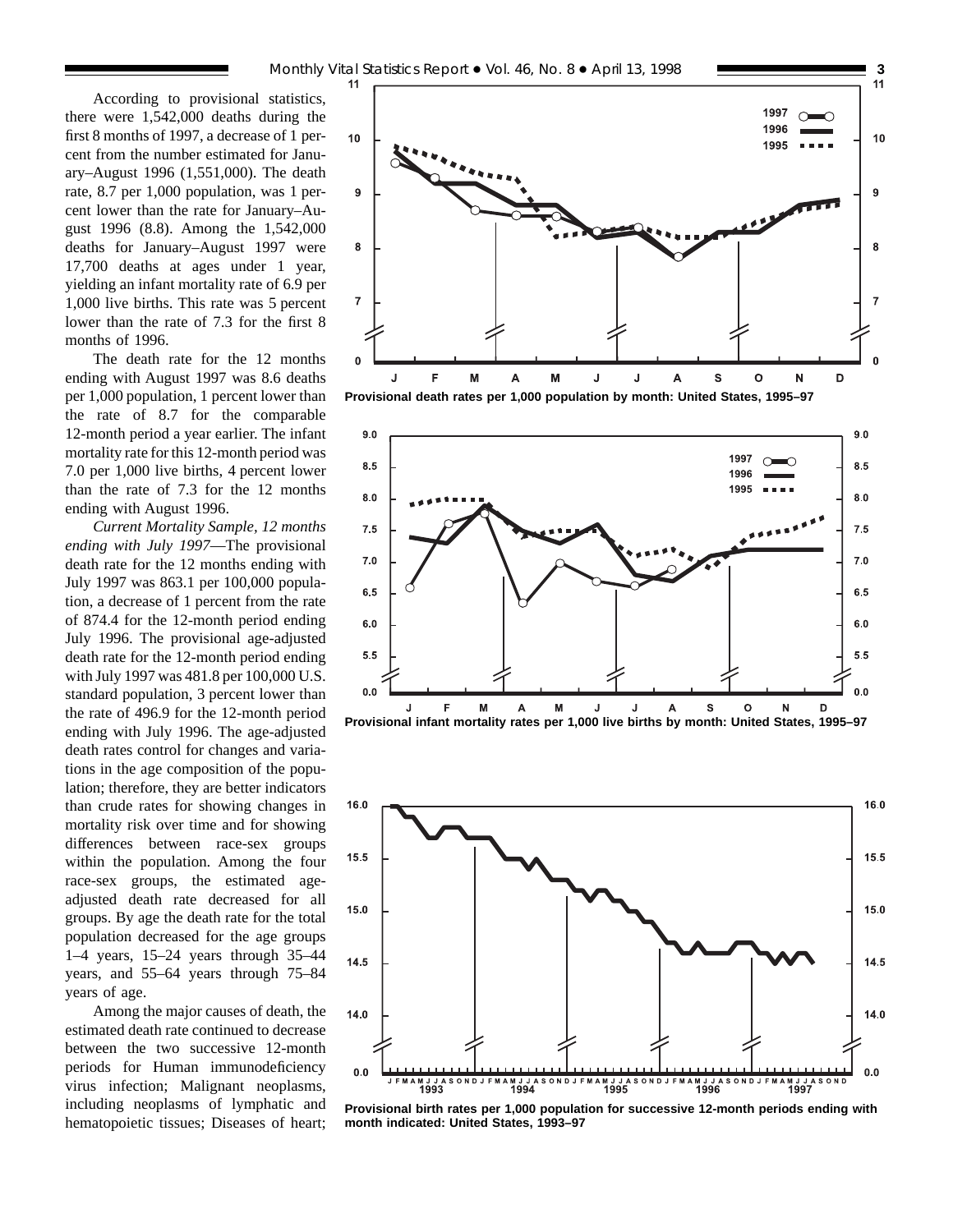According to provisional statistics, there were 1,542,000 deaths during the first 8 months of 1997, a decrease of 1 percent from the number estimated for January–August 1996 (1,551,000). The death rate, 8.7 per 1,000 population, was 1 percent lower than the rate for January–August 1996 (8.8). Among the 1,542,000 deaths for January–August 1997 were 17,700 deaths at ages under 1 year, yielding an infant mortality rate of 6.9 per 1,000 live births. This rate was 5 percent lower than the rate of 7.3 for the first 8 months of 1996.

The death rate for the 12 months ending with August 1997 was 8.6 deaths per 1,000 population, 1 percent lower than the rate of 8.7 for the comparable 12-month period a year earlier. The infant mortality rate for this 12-month period was 7.0 per 1,000 live births, 4 percent lower than the rate of 7.3 for the 12 months ending with August 1996.

*Current Mortality Sample, 12 months ending with July 1997*—The provisional death rate for the 12 months ending with July 1997 was 863.1 per 100,000 population, a decrease of 1 percent from the rate of 874.4 for the 12-month period ending July 1996. The provisional age-adjusted death rate for the 12-month period ending with July 1997 was 481.8 per 100,000 U.S. standard population, 3 percent lower than the rate of 496.9 for the 12-month period ending with July 1996. The age-adjusted death rates control for changes and variations in the age composition of the population; therefore, they are better indicators than crude rates for showing changes in mortality risk over time and for showing differences between race-sex groups within the population. Among the four race-sex groups, the estimated age-adjusted death rate decreased for all groups. By age the death rate for the total population decreased for the age groups 1–4 years, 15–24 years through 35–44 years, and 55–64 years through 75–84 years of age.

Among the major causes of death, the estimated death rate continued to decrease between the two successive 12-month periods for Human immunodeficiency virus infection; Malignant neoplasms, including neoplasms of lymphatic and hematopoietic tissues; Diseases of heart;

**Provisional death rates per 1,000 population by month: United States, 1995–97**

**Provisional infant mortality rates per 1,000 live births by month: United States, 1995–97**

**Provisional birth rates per 1,000 population for successive 12-month periods ending with month indicated: United States, 1993–97**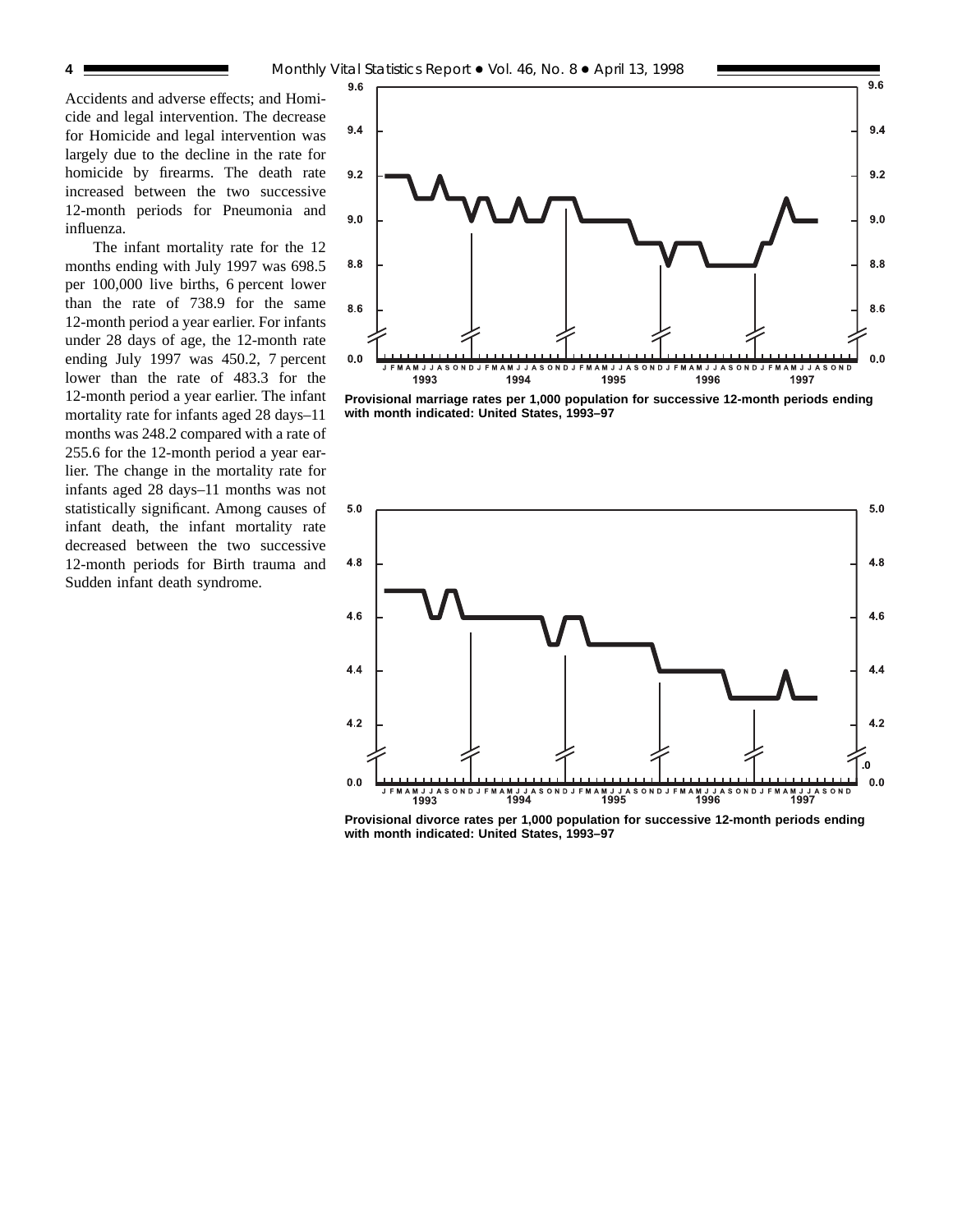Accidents and adverse effects; and Homicide and legal intervention. The decrease for Homicide and legal intervention was largely due to the decline in the rate for homicide by firearms. The death rate increased between the two successive 12-month periods for Pneumonia and influenza.

The infant mortality rate for the 12 months ending with July 1997 was 698.5 per 100,000 live births, 6 percent lower than the rate of 738.9 for the same 12-month period a year earlier. For infants under 28 days of age, the 12-month rate ending July 1997 was 450.2, 7 percent lower than the rate of 483.3 for the 12-month period a year earlier. The infant mortality rate for infants aged 28 days–11 months was 248.2 compared with a rate of 255.6 for the 12-month period a year earlier. The change in the mortality rate for infants aged 28 days–11 months was not statistically significant. Among causes of infant death, the infant mortality rate decreased between the two successive 12-month periods for Birth trauma and Sudden infant death syndrome.

**Provisional marriage rates per 1,000 population for successive 12-month periods ending with month indicated: United States, 1993–97**

**Provisional divorce rates per 1,000 population for successive 12-month periods ending with month indicated: United States, 1993–97**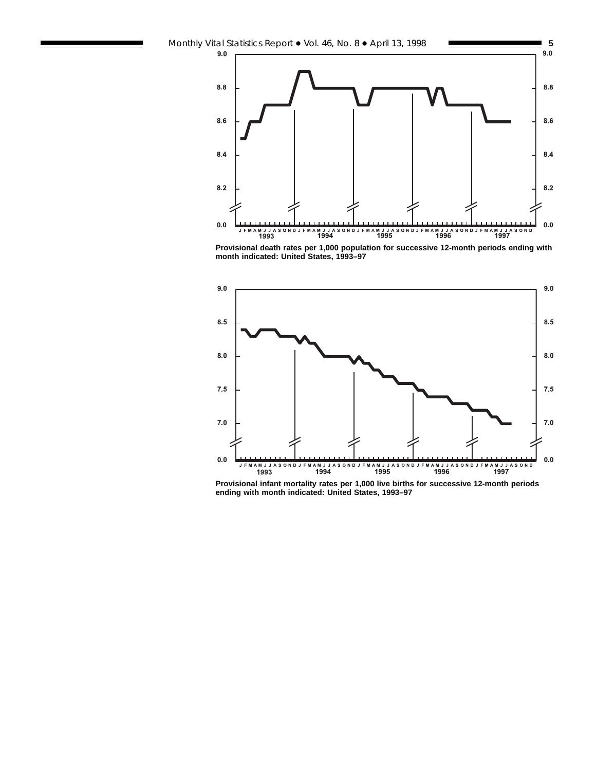Provisional death rates per 1,000 population for successive 12-month periods ending with month indicated: United States, 1993–97

Provisional infant mortality rates per 1,000 live births for successive 12-month periods ending with month indicated: United States, 1993–97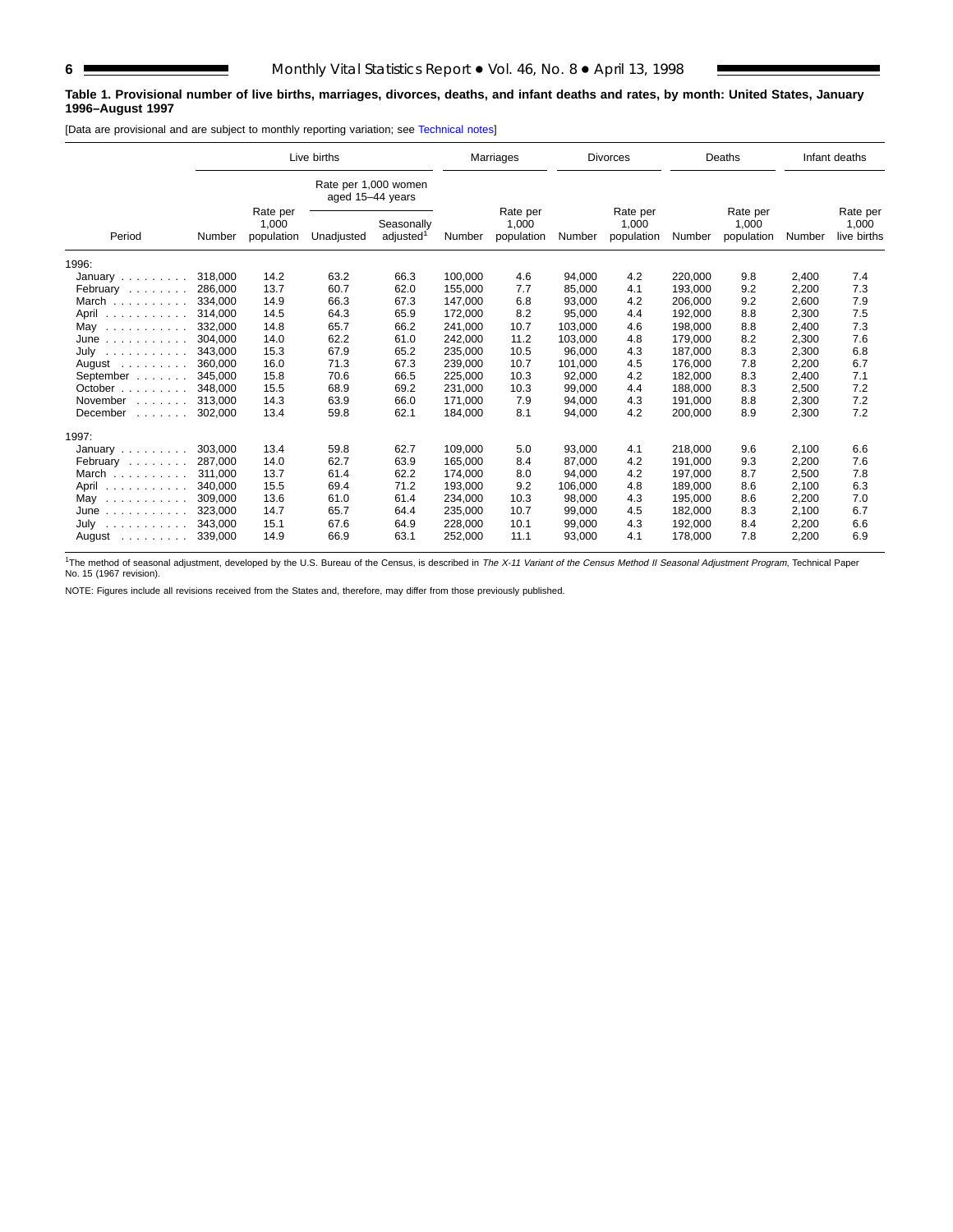**Table 1. Provisional number of live births, marriages, divorces, deaths, and infant deaths and rates, by month: United States, January 1996–August 1997**

[Data are provisional and are subject to monthly reporting variation; see Technical notes]

| Period | Live births | | | | Marriages | | Divorces | | Deaths | | Infant deaths | |
|---|---|---|---|---|---|---|---|---|---|---|---|---|
| | | | Rate per 1,000 women aged 15–44 years | | | | | | | | | |
| | Number | Rate per 1,000 population | Unadjusted | Seasonally adjusted[1] | Number | Rate per 1,000 population | Number | Rate per 1,000 population | Number | Rate per 1,000 population | Number | Rate per 1,000 live births |
| 1996: | | | | | | | | | | | | |
| January | 318,000 | 14.2 | 63.2 | 66.3 | 100,000 | 4.6 | 94,000 | 4.2 | 220,000 | 9.8 | 2,400 | 7.4 |
| February | 286,000 | 13.7 | 60.7 | 62.0 | 155,000 | 7.7 | 85,000 | 4.1 | 193,000 | 9.2 | 2,200 | 7.3 |
| March | 334,000 | 14.9 | 66.3 | 67.3 | 147,000 | 6.8 | 93,000 | 4.2 | 206,000 | 9.2 | 2,600 | 7.9 |
| April | 314,000 | 14.5 | 64.3 | 65.9 | 172,000 | 8.2 | 95,000 | 4.4 | 192,000 | 8.8 | 2,300 | 7.5 |
| May | 332,000 | 14.8 | 65.7 | 66.2 | 241,000 | 10.7 | 103,000 | 4.6 | 198,000 | 8.8 | 2,400 | 7.3 |
| June | 304,000 | 14.0 | 62.2 | 61.0 | 242,000 | 11.2 | 103,000 | 4.8 | 179,000 | 8.2 | 2,300 | 7.6 |
| July | 343,000 | 15.3 | 67.9 | 65.2 | 235,000 | 10.5 | 96,000 | 4.3 | 187,000 | 8.3 | 2,300 | 6.8 |
| August | 360,000 | 16.0 | 71.3 | 67.3 | 239,000 | 10.7 | 101,000 | 4.5 | 176,000 | 7.8 | 2,200 | 6.7 |
| September | 345,000 | 15.8 | 70.6 | 66.5 | 225,000 | 10.3 | 92,000 | 4.2 | 182,000 | 8.3 | 2,400 | 7.1 |
| October | 348,000 | 15.5 | 68.9 | 69.2 | 231,000 | 10.3 | 99,000 | 4.4 | 188,000 | 8.3 | 2,500 | 7.2 |
| November | 313,000 | 14.3 | 63.9 | 66.0 | 171,000 | 7.9 | 94,000 | 4.3 | 191,000 | 8.8 | 2,300 | 7.2 |
| December | 302,000 | 13.4 | 59.8 | 62.1 | 184,000 | 8.1 | 94,000 | 4.2 | 200,000 | 8.9 | 2,300 | 7.2 |
| 1997: | | | | | | | | | | | | |
| January | 303,000 | 13.4 | 59.8 | 62.7 | 109,000 | 5.0 | 93,000 | 4.1 | 218,000 | 9.6 | 2,100 | 6.6 |
| February | 287,000 | 14.0 | 62.7 | 63.9 | 165,000 | 8.4 | 87,000 | 4.2 | 191,000 | 9.3 | 2,200 | 7.6 |
| March | 311,000 | 13.7 | 61.4 | 62.2 | 174,000 | 8.0 | 94,000 | 4.2 | 197,000 | 8.7 | 2,500 | 7.8 |
| April | 340,000 | 15.5 | 69.4 | 71.2 | 193,000 | 9.2 | 106,000 | 4.8 | 189,000 | 8.6 | 2,100 | 6.3 |
| May | 309,000 | 13.6 | 61.0 | 61.4 | 234,000 | 10.3 | 98,000 | 4.3 | 195,000 | 8.6 | 2,200 | 7.0 |
| June | 323,000 | 14.7 | 65.7 | 64.4 | 235,000 | 10.7 | 99,000 | 4.5 | 182,000 | 8.3 | 2,100 | 6.7 |
| July | 343,000 | 15.1 | 67.6 | 64.9 | 228,000 | 10.1 | 99,000 | 4.3 | 192,000 | 8.4 | 2,200 | 6.6 |
| August | 339,000 | 14.9 | 66.9 | 63.1 | 252,000 | 11.1 | 93,000 | 4.1 | 178,000 | 7.8 | 2,200 | 6.9 |

[1]The method of seasonal adjustment, developed by the U.S. Bureau of the Census, is described in *The X-11 Variant of the Census Method II Seasonal Adjustment Program*, Technical Paper No. 15 (1967 revision).

NOTE: Figures include all revisions received from the States and, therefore, may differ from those previously published.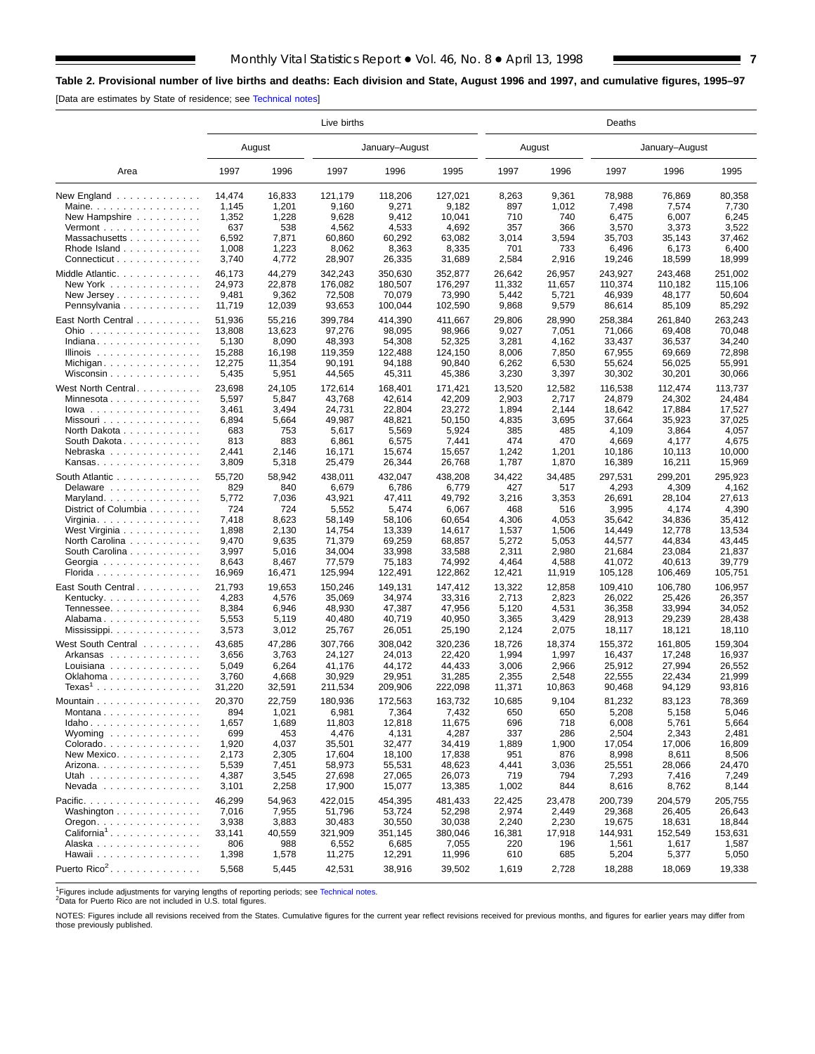**Table 2. Provisional number of live births and deaths: Each division and State, August 1996 and 1997, and cumulative figures, 1995–97**

[Data are estimates by State of residence; see Technical notes]

| Area | Live births | | | | | Deaths | | | | |
|---|---|---|---|---|---|---|---|---|---|---|
| | August | | January–August | | | August | | January–August | | |
| | 1997 | 1996 | 1997 | 1996 | 1995 | 1997 | 1996 | 1997 | 1996 | 1995 |
| New England | 14,474 | 16,833 | 121,179 | 118,206 | 127,021 | 8,263 | 9,361 | 78,988 | 76,869 | 80,358 |
| Maine | 1,145 | 1,201 | 9,160 | 9,271 | 9,182 | 897 | 1,012 | 7,498 | 7,574 | 7,730 |
| New Hampshire | 1,352 | 1,228 | 9,628 | 9,412 | 10,041 | 710 | 740 | 6,475 | 6,007 | 6,245 |
| Vermont | 637 | 538 | 4,562 | 4,533 | 4,692 | 357 | 366 | 3,570 | 3,373 | 3,522 |
| Massachusetts | 6,592 | 7,871 | 60,860 | 60,292 | 63,082 | 3,014 | 3,594 | 35,703 | 35,143 | 37,462 |
| Rhode Island | 1,008 | 1,223 | 8,062 | 8,363 | 8,335 | 701 | 733 | 6,496 | 6,173 | 6,400 |
| Connecticut | 3,740 | 4,772 | 28,907 | 26,335 | 31,689 | 2,584 | 2,916 | 19,246 | 18,599 | 18,999 |
| Middle Atlantic | 46,173 | 44,279 | 342,243 | 350,630 | 352,877 | 26,642 | 26,957 | 243,927 | 243,468 | 251,002 |
| New York | 24,973 | 22,878 | 176,082 | 180,507 | 176,297 | 11,332 | 11,657 | 110,374 | 110,182 | 115,106 |
| New Jersey | 9,481 | 9,362 | 72,508 | 70,079 | 73,990 | 5,442 | 5,721 | 46,939 | 48,177 | 50,604 |
| Pennsylvania | 11,719 | 12,039 | 93,653 | 100,044 | 102,590 | 9,868 | 9,579 | 86,614 | 85,109 | 85,292 |
| East North Central | 51,936 | 55,216 | 399,784 | 414,390 | 411,667 | 29,806 | 28,990 | 258,384 | 261,840 | 263,243 |
| Ohio | 13,808 | 13,623 | 97,276 | 98,095 | 98,966 | 9,027 | 7,051 | 71,066 | 69,408 | 70,048 |
| Indiana | 5,130 | 8,090 | 48,393 | 54,308 | 52,325 | 3,281 | 4,162 | 33,437 | 36,537 | 34,240 |
| Illinois | 15,288 | 16,198 | 119,359 | 122,488 | 124,150 | 8,006 | 7,850 | 67,955 | 69,669 | 72,898 |
| Michigan | 12,275 | 11,354 | 90,191 | 94,188 | 90,840 | 6,262 | 6,530 | 55,624 | 56,025 | 55,991 |
| Wisconsin | 5,435 | 5,951 | 44,565 | 45,311 | 45,386 | 3,230 | 3,397 | 30,302 | 30,201 | 30,066 |
| West North Central | 23,698 | 24,105 | 172,614 | 168,401 | 171,421 | 13,520 | 12,582 | 116,538 | 112,474 | 113,737 |
| Minnesota | 5,597 | 5,847 | 43,768 | 42,614 | 42,209 | 2,903 | 2,717 | 24,879 | 24,302 | 24,484 |
| Iowa | 3,461 | 3,494 | 24,731 | 22,804 | 23,272 | 1,894 | 2,144 | 18,642 | 17,884 | 17,527 |
| Missouri | 6,894 | 5,664 | 49,987 | 48,821 | 50,150 | 4,835 | 3,695 | 37,664 | 35,923 | 37,025 |
| North Dakota | 683 | 753 | 5,617 | 5,569 | 5,924 | 385 | 485 | 4,109 | 3,864 | 4,057 |
| South Dakota | 813 | 883 | 6,861 | 6,575 | 7,441 | 474 | 470 | 4,669 | 4,177 | 4,675 |
| Nebraska | 2,441 | 2,146 | 16,171 | 15,674 | 15,657 | 1,242 | 1,201 | 10,186 | 10,113 | 10,000 |
| Kansas | 3,809 | 5,318 | 25,479 | 26,344 | 26,768 | 1,787 | 1,870 | 16,389 | 16,211 | 15,969 |
| South Atlantic | 55,720 | 58,942 | 438,011 | 432,047 | 438,208 | 34,422 | 34,485 | 297,531 | 299,201 | 295,923 |
| Delaware | 829 | 840 | 6,679 | 6,786 | 6,779 | 427 | 517 | 4,293 | 4,309 | 4,162 |
| Maryland | 5,772 | 7,036 | 43,921 | 47,411 | 49,792 | 3,216 | 3,353 | 26,691 | 28,104 | 27,613 |
| District of Columbia | 724 | 724 | 5,552 | 5,474 | 6,067 | 468 | 516 | 3,995 | 4,174 | 4,390 |
| Virginia | 7,418 | 8,623 | 58,149 | 58,106 | 60,654 | 4,306 | 4,053 | 35,642 | 34,836 | 35,412 |
| West Virginia | 1,898 | 2,130 | 14,754 | 13,339 | 14,617 | 1,537 | 1,506 | 14,449 | 12,778 | 13,534 |
| North Carolina | 9,470 | 9,635 | 71,379 | 69,259 | 68,857 | 5,272 | 5,053 | 44,577 | 44,834 | 43,445 |
| South Carolina | 3,997 | 5,016 | 34,004 | 33,998 | 33,588 | 2,311 | 2,980 | 21,684 | 23,084 | 21,837 |
| Georgia | 8,643 | 8,467 | 77,579 | 75,183 | 74,992 | 4,464 | 4,588 | 41,072 | 40,613 | 39,779 |
| Florida | 16,969 | 16,471 | 125,994 | 122,491 | 122,862 | 12,421 | 11,919 | 105,128 | 106,469 | 105,751 |
| East South Central | 21,793 | 19,653 | 150,246 | 149,131 | 147,412 | 13,322 | 12,858 | 109,410 | 106,780 | 106,957 |
| Kentucky | 4,283 | 4,576 | 35,069 | 34,974 | 33,316 | 2,713 | 2,823 | 26,022 | 25,426 | 26,357 |
| Tennessee | 8,384 | 6,946 | 48,930 | 47,387 | 47,956 | 5,120 | 4,531 | 36,358 | 33,994 | 34,052 |
| Alabama | 5,553 | 5,119 | 40,480 | 40,719 | 40,950 | 3,365 | 3,429 | 28,913 | 29,239 | 28,438 |
| Mississippi | 3,573 | 3,012 | 25,767 | 26,051 | 25,190 | 2,124 | 2,075 | 18,117 | 18,121 | 18,110 |
| West South Central | 43,685 | 47,286 | 307,766 | 308,042 | 320,236 | 18,726 | 18,374 | 155,372 | 161,805 | 159,304 |
| Arkansas | 3,656 | 3,763 | 24,127 | 24,013 | 22,420 | 1,994 | 1,997 | 16,437 | 17,248 | 16,937 |
| Louisiana | 5,049 | 6,264 | 41,176 | 44,172 | 44,433 | 3,006 | 2,966 | 25,912 | 27,994 | 26,552 |
| Oklahoma | 3,760 | 4,668 | 30,929 | 29,951 | 31,285 | 2,355 | 2,548 | 22,555 | 22,434 | 21,999 |
| Texas[1] | 31,220 | 32,591 | 211,534 | 209,906 | 222,098 | 11,371 | 10,863 | 90,468 | 94,129 | 93,816 |
| Mountain | 20,370 | 22,759 | 180,936 | 172,563 | 163,732 | 10,685 | 9,104 | 81,232 | 83,123 | 78,369 |
| Montana | 894 | 1,021 | 6,981 | 7,364 | 7,432 | 650 | 650 | 5,208 | 5,158 | 5,046 |
| Idaho | 1,657 | 1,689 | 11,803 | 12,818 | 11,675 | 696 | 718 | 6,008 | 5,761 | 5,664 |
| Wyoming | 699 | 453 | 4,476 | 4,131 | 4,287 | 337 | 286 | 2,504 | 2,343 | 2,481 |
| Colorado | 1,920 | 4,037 | 35,501 | 32,477 | 34,419 | 1,889 | 1,900 | 17,054 | 17,006 | 16,809 |
| New Mexico | 2,173 | 2,305 | 17,604 | 18,100 | 17,838 | 951 | 876 | 8,998 | 8,611 | 8,506 |
| Arizona | 5,539 | 7,451 | 58,973 | 55,531 | 48,623 | 4,441 | 3,036 | 25,551 | 28,066 | 24,470 |
| Utah | 4,387 | 3,545 | 27,698 | 27,065 | 26,073 | 719 | 794 | 7,293 | 7,416 | 7,249 |
| Nevada | 3,101 | 2,258 | 17,900 | 15,077 | 13,385 | 1,002 | 844 | 8,616 | 8,762 | 8,144 |
| Pacific | 46,299 | 54,963 | 422,015 | 454,395 | 481,433 | 22,425 | 23,478 | 200,739 | 204,579 | 205,755 |
| Washington | 7,016 | 7,955 | 51,796 | 53,724 | 52,298 | 2,974 | 2,449 | 29,368 | 26,405 | 26,643 |
| Oregon | 3,938 | 3,883 | 30,483 | 30,550 | 30,038 | 2,240 | 2,230 | 19,675 | 18,631 | 18,844 |
| California[1] | 33,141 | 40,559 | 321,909 | 351,145 | 380,046 | 16,381 | 17,918 | 144,931 | 152,549 | 153,631 |
| Alaska | 806 | 988 | 6,552 | 6,685 | 7,055 | 220 | 196 | 1,561 | 1,617 | 1,587 |
| Hawaii | 1,398 | 1,578 | 11,275 | 12,291 | 11,996 | 610 | 685 | 5,204 | 5,377 | 5,050 |
| Puerto Rico[2] | 5,568 | 5,445 | 42,531 | 38,916 | 39,502 | 1,619 | 2,728 | 18,288 | 18,069 | 19,338 |

[1]Figures include adjustments for varying lengths of reporting periods; see Technical notes.
[2]Data for Puerto Rico are not included in U.S. total figures.

NOTES: Figures include all revisions received from the States. Cumulative figures for the current year reflect revisions received for previous months, and figures for earlier years may differ from those previously published.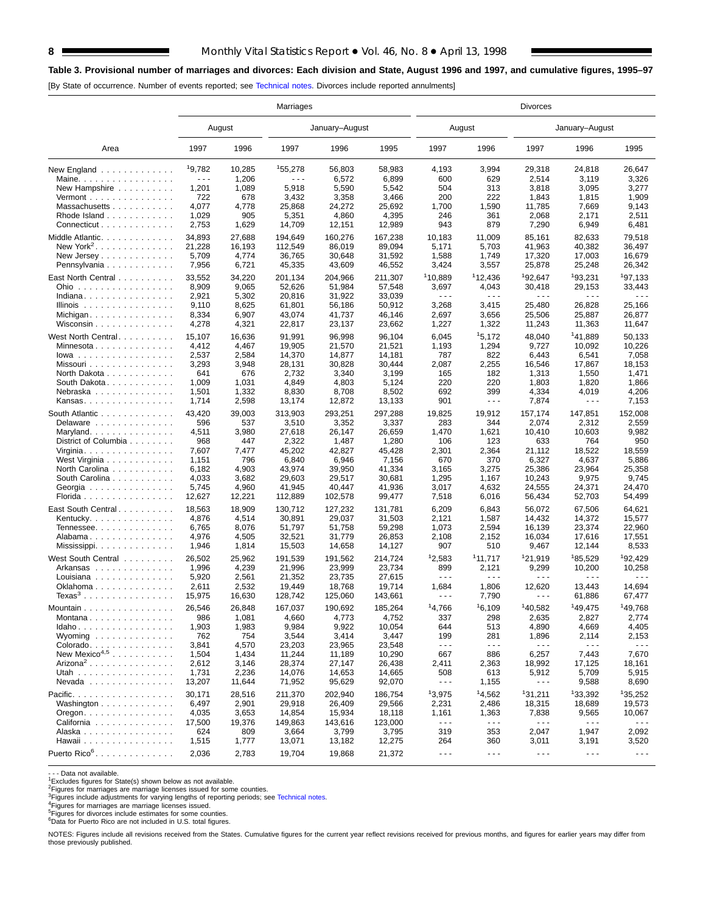## Table 3. Provisional number of marriages and divorces: Each division and State, August 1996 and 1997, and cumulative figures, 1995–97

[By State of occurrence. Number of events reported; see Technical notes. Divorces include reported annulments]

| Area | Marriages | | | | | Divorces | | | | |
|---|---|---|---|---|---|---|---|---|---|---|
| | August | | January–August | | | August | | January–August | | |
| | 1997 | 1996 | 1997 | 1996 | 1995 | 1997 | 1996 | 1997 | 1996 | 1995 |
| New England | [1]9,782 | 10,285 | [1]55,278 | 56,803 | 58,983 | 4,193 | 3,994 | 29,318 | 24,818 | 26,647 |
| Maine | - - - | 1,206 | - - - | 6,572 | 6,899 | 600 | 629 | 2,514 | 3,119 | 3,326 |
| New Hampshire | 1,201 | 1,089 | 5,918 | 5,590 | 5,542 | 504 | 313 | 3,818 | 3,095 | 3,277 |
| Vermont | 722 | 678 | 3,432 | 3,358 | 3,466 | 200 | 222 | 1,843 | 1,815 | 1,909 |
| Massachusetts | 4,077 | 4,778 | 25,868 | 24,272 | 25,692 | 1,700 | 1,590 | 11,785 | 7,669 | 9,143 |
| Rhode Island | 1,029 | 905 | 5,351 | 4,860 | 4,395 | 246 | 361 | 2,068 | 2,171 | 2,511 |
| Connecticut | 2,753 | 1,629 | 14,709 | 12,151 | 12,989 | 943 | 879 | 7,290 | 6,949 | 6,481 |
| Middle Atlantic | 34,893 | 27,688 | 194,649 | 160,276 | 167,238 | 10,183 | 11,009 | 85,161 | 82,633 | 79,518 |
| New York[2] | 21,228 | 16,193 | 112,549 | 86,019 | 89,094 | 5,171 | 5,703 | 41,963 | 40,382 | 36,497 |
| New Jersey | 5,709 | 4,774 | 36,765 | 30,648 | 31,592 | 1,588 | 1,749 | 17,320 | 17,003 | 16,679 |
| Pennsylvania | 7,956 | 6,721 | 45,335 | 43,609 | 46,552 | 3,424 | 3,557 | 25,878 | 25,248 | 26,342 |
| East North Central | 33,552 | 34,220 | 201,134 | 204,966 | 211,307 | [1]10,889 | [1]12,436 | [1]92,647 | [1]93,231 | [1]97,133 |
| Ohio | 8,909 | 9,065 | 52,626 | 51,984 | 57,548 | 3,697 | 4,043 | 30,418 | 29,153 | 33,443 |
| Indiana | 2,921 | 5,302 | 20,816 | 31,922 | 33,039 | - - - | - - - | - - - | - - - | - - - |
| Illinois | 9,110 | 8,625 | 61,801 | 56,186 | 50,912 | 3,268 | 3,415 | 25,480 | 26,828 | 25,166 |
| Michigan | 8,334 | 6,907 | 43,074 | 41,737 | 46,146 | 2,697 | 3,656 | 25,506 | 25,887 | 26,877 |
| Wisconsin | 4,278 | 4,321 | 22,817 | 23,137 | 23,662 | 1,227 | 1,322 | 11,243 | 11,363 | 11,647 |
| West North Central | 15,107 | 16,636 | 91,991 | 96,998 | 96,104 | 6,045 | [1]5,172 | 48,040 | [1]41,889 | 50,133 |
| Minnesota | 4,412 | 4,467 | 19,905 | 21,570 | 21,521 | 1,193 | 1,294 | 9,727 | 10,092 | 10,226 |
| Iowa | 2,537 | 2,584 | 14,370 | 14,877 | 14,181 | 787 | 822 | 6,443 | 6,541 | 7,058 |
| Missouri | 3,293 | 3,948 | 28,131 | 30,828 | 30,444 | 2,087 | 2,255 | 16,546 | 17,867 | 18,153 |
| North Dakota | 641 | 676 | 2,732 | 3,340 | 3,199 | 165 | 182 | 1,313 | 1,550 | 1,471 |
| South Dakota | 1,009 | 1,031 | 4,849 | 4,803 | 5,124 | 220 | 220 | 1,803 | 1,820 | 1,866 |
| Nebraska | 1,501 | 1,332 | 8,830 | 8,708 | 8,502 | 692 | 399 | 4,334 | 4,019 | 4,206 |
| Kansas | 1,714 | 2,598 | 13,174 | 12,872 | 13,133 | 901 | - - - | 7,874 | - - - | 7,153 |
| South Atlantic | 43,420 | 39,003 | 313,903 | 293,251 | 297,288 | 19,825 | 19,912 | 157,174 | 147,851 | 152,008 |
| Delaware | 596 | 537 | 3,510 | 3,352 | 3,337 | 283 | 344 | 2,074 | 2,312 | 2,559 |
| Maryland | 4,511 | 3,980 | 27,618 | 26,147 | 26,659 | 1,470 | 1,621 | 10,410 | 10,603 | 9,982 |
| District of Columbia | 968 | 447 | 2,322 | 1,487 | 1,280 | 106 | 123 | 633 | 764 | 950 |
| Virginia | 7,607 | 7,477 | 45,202 | 42,827 | 45,428 | 2,301 | 2,364 | 21,112 | 18,522 | 18,559 |
| West Virginia | 1,151 | 796 | 6,840 | 6,946 | 7,156 | 670 | 370 | 6,327 | 4,637 | 5,886 |
| North Carolina | 6,182 | 4,903 | 43,974 | 39,950 | 41,334 | 3,165 | 3,275 | 25,386 | 23,964 | 25,358 |
| South Carolina | 4,033 | 3,682 | 29,603 | 29,517 | 30,681 | 1,295 | 1,167 | 10,243 | 9,975 | 9,745 |
| Georgia | 5,745 | 4,960 | 41,945 | 40,447 | 41,936 | 3,017 | 4,632 | 24,555 | 24,371 | 24,470 |
| Florida | 12,627 | 12,221 | 112,889 | 102,578 | 99,477 | 7,518 | 6,016 | 56,434 | 52,703 | 54,499 |
| East South Central | 18,563 | 18,909 | 130,712 | 127,232 | 131,781 | 6,209 | 6,843 | 56,072 | 67,506 | 64,621 |
| Kentucky | 4,876 | 4,514 | 30,891 | 29,037 | 31,503 | 2,121 | 1,587 | 14,432 | 14,372 | 15,577 |
| Tennessee | 6,765 | 8,076 | 51,797 | 51,758 | 59,298 | 1,073 | 2,594 | 16,139 | 23,374 | 22,960 |
| Alabama | 4,976 | 4,505 | 32,521 | 31,779 | 26,853 | 2,108 | 2,152 | 16,034 | 17,616 | 17,551 |
| Mississippi | 1,946 | 1,814 | 15,503 | 14,658 | 14,127 | 907 | 510 | 9,467 | 12,144 | 8,533 |
| West South Central | 26,502 | 25,962 | 191,539 | 191,562 | 214,724 | [1]2,583 | [1]11,717 | [1]21,919 | [1]85,529 | [1]92,429 |
| Arkansas | 1,996 | 4,239 | 21,996 | 23,999 | 23,734 | 899 | 2,121 | 9,299 | 10,200 | 10,258 |
| Louisiana | 5,920 | 2,561 | 21,352 | 23,735 | 27,615 | - - - | - - - | - - - | - - - | - - - |
| Oklahoma | 2,611 | 2,532 | 19,449 | 18,768 | 19,714 | 1,684 | 1,806 | 12,620 | 13,443 | 14,694 |
| Texas[3] | 15,975 | 16,630 | 128,742 | 125,060 | 143,661 | - - - | 7,790 | - - - | 61,886 | 67,477 |
| Mountain | 26,546 | 26,848 | 167,037 | 190,692 | 185,264 | [1]4,766 | [1]6,109 | [1]40,582 | [1]49,475 | [1]49,768 |
| Montana | 986 | 1,081 | 4,660 | 4,773 | 4,752 | 337 | 298 | 2,635 | 2,827 | 2,774 |
| Idaho | 1,903 | 1,983 | 9,984 | 9,922 | 10,054 | 644 | 513 | 4,890 | 4,669 | 4,405 |
| Wyoming | 762 | 754 | 3,544 | 3,414 | 3,447 | 199 | 281 | 1,896 | 2,114 | 2,153 |
| Colorado | 3,841 | 4,570 | 23,203 | 23,965 | 23,548 | - - - | - - - | - - - | - - - | - - - |
| New Mexico[4,5] | 1,504 | 1,434 | 11,244 | 11,189 | 10,290 | 667 | 886 | 6,257 | 7,443 | 7,670 |
| Arizona[2] | 2,612 | 3,146 | 28,374 | 27,147 | 26,438 | 2,411 | 2,363 | 18,992 | 17,125 | 18,161 |
| Utah | 1,731 | 2,236 | 14,076 | 14,653 | 14,665 | 508 | 613 | 5,912 | 5,709 | 5,915 |
| Nevada | 13,207 | 11,644 | 71,952 | 95,629 | 92,070 | - - - | 1,155 | - - - | 9,588 | 8,690 |
| Pacific | 30,171 | 28,516 | 211,370 | 202,940 | 186,754 | [1]3,975 | [1]4,562 | [1]31,211 | [1]33,392 | [1]35,252 |
| Washington | 6,497 | 2,901 | 29,918 | 26,409 | 29,566 | 2,231 | 2,486 | 18,315 | 18,689 | 19,573 |
| Oregon | 4,035 | 3,653 | 14,854 | 15,934 | 18,118 | 1,161 | 1,363 | 7,838 | 9,565 | 10,067 |
| California | 17,500 | 19,376 | 149,863 | 143,616 | 123,000 | - - - | - - - | - - - | - - - | - - - |
| Alaska | 624 | 809 | 3,664 | 3,799 | 3,795 | 319 | 353 | 2,047 | 1,947 | 2,092 |
| Hawaii | 1,515 | 1,777 | 13,071 | 13,182 | 12,275 | 264 | 360 | 3,011 | 3,191 | 3,520 |
| Puerto Rico[6] | 2,036 | 2,783 | 19,704 | 19,868 | 21,372 | - - - | - - - | - - - | - - - | - - - |

- - - Data not available.
[1]Excludes figures for State(s) shown below as not available.
[2]Figures for marriages are marriage licenses issued for some counties.
[3]Figures include adjustments for varying lengths of reporting periods; see Technical notes.
[4]Figures for marriages are marriage licenses issued.
[5]Figures for divorces include estimates for some counties.
[6]Data for Puerto Rico are not included in U.S. total figures.

NOTES: Figures include all revisions received from the States. Cumulative figures for the current year reflect revisions received for previous months, and figures for earlier years may differ from those previously published.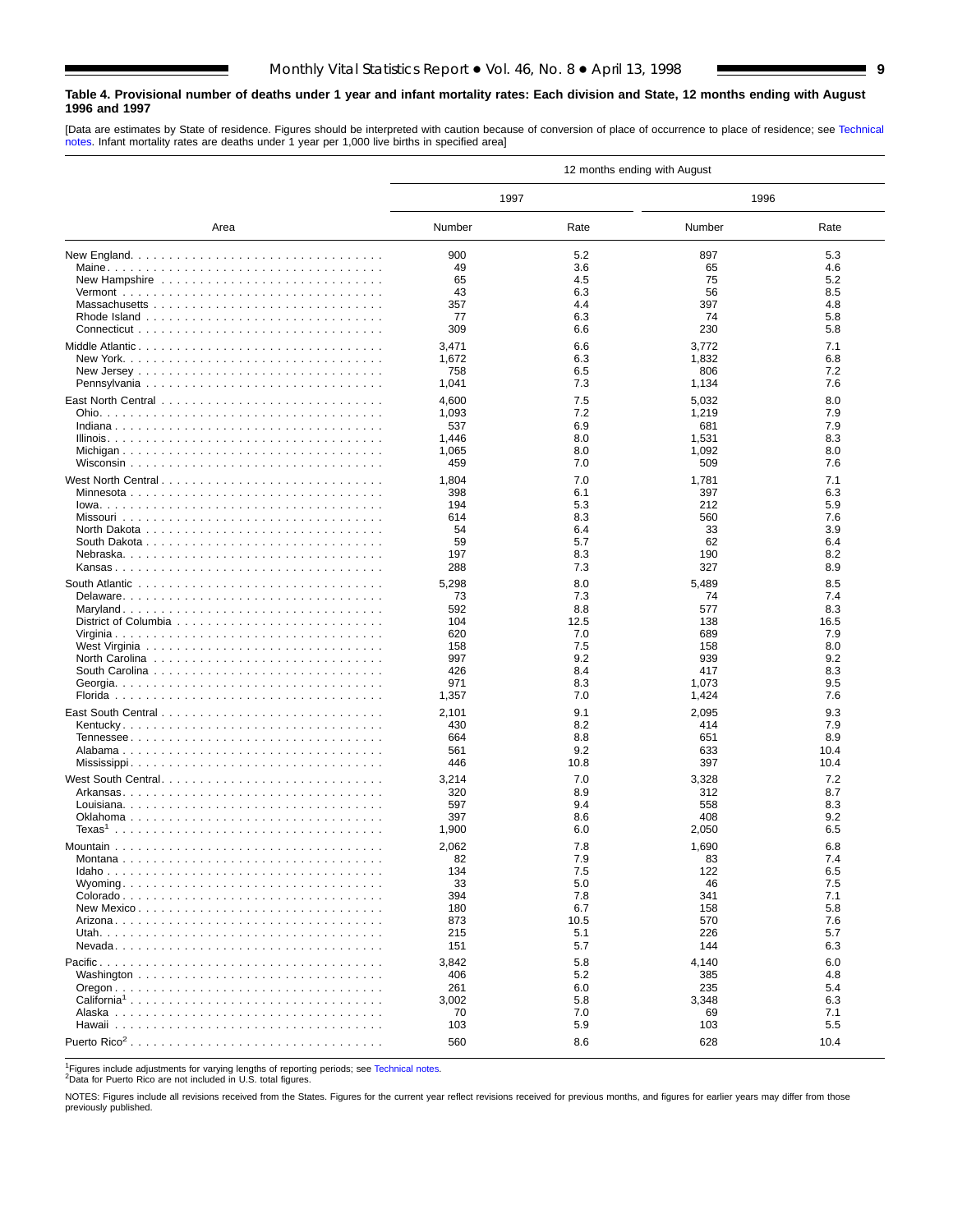**Table 4. Provisional number of deaths under 1 year and infant mortality rates: Each division and State, 12 months ending with August 1996 and 1997**

[Data are estimates by State of residence. Figures should be interpreted with caution because of conversion of place of occurrence to place of residence; see Technical notes. Infant mortality rates are deaths under 1 year per 1,000 live births in specified area]

| Area | 12 months ending with August | | | |
|---|---|---|---|---|
| | 1997 | | 1996 | |
| | Number | Rate | Number | Rate |
| New England | 900 | 5.2 | 897 | 5.3 |
| Maine | 49 | 3.6 | 65 | 4.6 |
| New Hampshire | 65 | 4.5 | 75 | 5.2 |
| Vermont | 43 | 6.3 | 56 | 8.5 |
| Massachusetts | 357 | 4.4 | 397 | 4.8 |
| Rhode Island | 77 | 6.3 | 74 | 5.8 |
| Connecticut | 309 | 6.6 | 230 | 5.8 |
| Middle Atlantic | 3,471 | 6.6 | 3,772 | 7.1 |
| New York | 1,672 | 6.3 | 1,832 | 6.8 |
| New Jersey | 758 | 6.5 | 806 | 7.2 |
| Pennsylvania | 1,041 | 7.3 | 1,134 | 7.6 |
| East North Central | 4,600 | 7.5 | 5,032 | 8.0 |
| Ohio | 1,093 | 7.2 | 1,219 | 7.9 |
| Indiana | 537 | 6.9 | 681 | 7.9 |
| Illinois | 1,446 | 8.0 | 1,531 | 8.3 |
| Michigan | 1,065 | 8.0 | 1,092 | 8.0 |
| Wisconsin | 459 | 7.0 | 509 | 7.6 |
| West North Central | 1,804 | 7.0 | 1,781 | 7.1 |
| Minnesota | 398 | 6.1 | 397 | 6.3 |
| Iowa | 194 | 5.3 | 212 | 5.9 |
| Missouri | 614 | 8.3 | 560 | 7.6 |
| North Dakota | 54 | 6.4 | 33 | 3.9 |
| South Dakota | 59 | 5.7 | 62 | 6.4 |
| Nebraska | 197 | 8.3 | 190 | 8.2 |
| Kansas | 288 | 7.3 | 327 | 8.9 |
| South Atlantic | 5,298 | 8.0 | 5,489 | 8.5 |
| Delaware | 73 | 7.3 | 74 | 7.4 |
| Maryland | 592 | 8.8 | 577 | 8.3 |
| District of Columbia | 104 | 12.5 | 138 | 16.5 |
| Virginia | 620 | 7.0 | 689 | 7.9 |
| West Virginia | 158 | 7.5 | 158 | 8.0 |
| North Carolina | 997 | 9.2 | 939 | 9.2 |
| South Carolina | 426 | 8.4 | 417 | 8.3 |
| Georgia | 971 | 8.3 | 1,073 | 9.5 |
| Florida | 1,357 | 7.0 | 1,424 | 7.6 |
| East South Central | 2,101 | 9.1 | 2,095 | 9.3 |
| Kentucky | 430 | 8.2 | 414 | 7.9 |
| Tennessee | 664 | 8.8 | 651 | 8.9 |
| Alabama | 561 | 9.2 | 633 | 10.4 |
| Mississippi | 446 | 10.8 | 397 | 10.4 |
| West South Central | 3,214 | 7.0 | 3,328 | 7.2 |
| Arkansas | 320 | 8.9 | 312 | 8.7 |
| Louisiana | 597 | 9.4 | 558 | 8.3 |
| Oklahoma | 397 | 8.6 | 408 | 9.2 |
| Texas[1] | 1,900 | 6.0 | 2,050 | 6.5 |
| Mountain | 2,062 | 7.8 | 1,690 | 6.8 |
| Montana | 82 | 7.9 | 83 | 7.4 |
| Idaho | 134 | 7.5 | 122 | 6.5 |
| Wyoming | 33 | 5.0 | 46 | 7.5 |
| Colorado | 394 | 7.8 | 341 | 7.1 |
| New Mexico | 180 | 6.7 | 158 | 5.8 |
| Arizona | 873 | 10.5 | 570 | 7.6 |
| Utah | 215 | 5.1 | 226 | 5.7 |
| Nevada | 151 | 5.7 | 144 | 6.3 |
| Pacific | 3,842 | 5.8 | 4,140 | 6.0 |
| Washington | 406 | 5.2 | 385 | 4.8 |
| Oregon | 261 | 6.0 | 235 | 5.4 |
| California[1] | 3,002 | 5.8 | 3,348 | 6.3 |
| Alaska | 70 | 7.0 | 69 | 7.1 |
| Hawaii | 103 | 5.9 | 103 | 5.5 |
| Puerto Rico[2] | 560 | 8.6 | 628 | 10.4 |

[1]Figures include adjustments for varying lengths of reporting periods; see Technical notes.
[2]Data for Puerto Rico are not included in U.S. total figures.

NOTES: Figures include all revisions received from the States. Figures for the current year reflect revisions received for previous months, and figures for earlier years may differ from those previously published.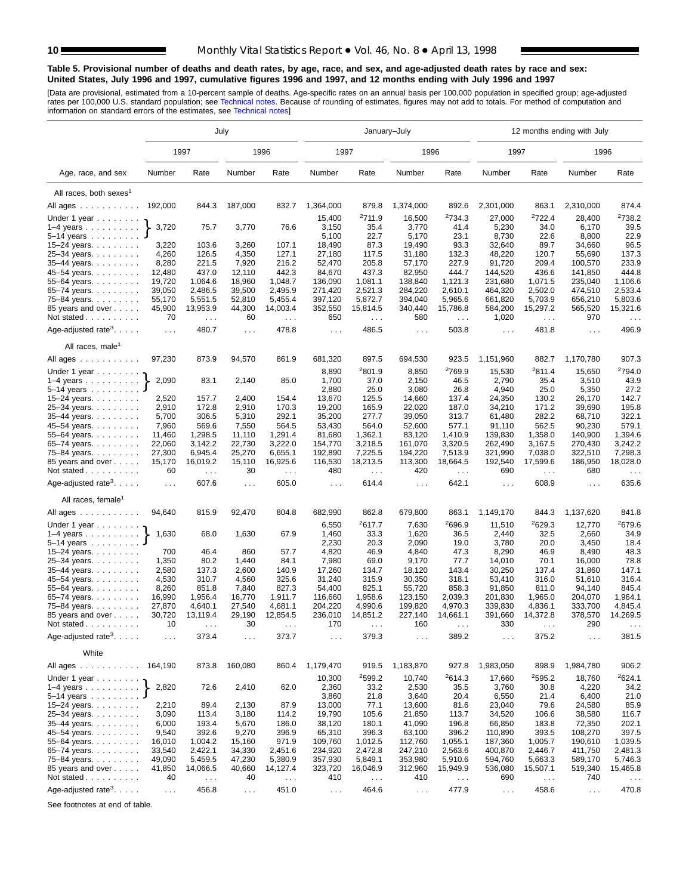**Table 5. Provisional number of deaths and death rates, by age, race, and sex, and age-adjusted death rates by race and sex: United States, July 1996 and 1997, cumulative figures 1996 and 1997, and 12 months ending with July 1996 and 1997**

[Data are provisional, estimated from a 10-percent sample of deaths. Age-specific rates on an annual basis per 100,000 population in specified group; age-adjusted rates per 100,000 U.S. standard population; see Technical notes. Because of rounding of estimates, figures may not add to totals. For method of computation and information on standard errors of the estimates, see Technical notes]

| Age, race, and sex | July | | | | January–July | | | | 12 months ending with July | | | |
|---|---|---|---|---|---|---|---|---|---|---|---|---|
| | 1997 | | 1996 | | 1997 | | 1996 | | 1997 | | 1996 | |
| | Number | Rate | Number | Rate | Number | Rate | Number | Rate | Number | Rate | Number | Rate |
| **All races, both sexes[1]** | | | | | | | | | | | | |
| All ages | 192,000 | 844.3 | 187,000 | 832.7 | 1,364,000 | 879.8 | 1,374,000 | 892.6 | 2,301,000 | 863.1 | 2,310,000 | 874.4 |
| Under 1 year | 3,720 | 75.7 | 3,770 | 76.6 | 15,400 | [2]711.9 | 16,500 | [2]734.3 | 27,000 | [2]722.4 | 28,400 | [2]738.2 |
| 1–4 years | | | | | 3,150 | 35.4 | 3,770 | 41.4 | 5,230 | 34.0 | 6,170 | 39.5 |
| 5–14 years | | | | | 5,100 | 22.7 | 5,170 | 23.1 | 8,730 | 22.6 | 8,800 | 22.9 |
| 15–24 years | 3,220 | 103.6 | 3,260 | 107.1 | 18,490 | 87.3 | 19,490 | 93.3 | 32,640 | 89.7 | 34,660 | 96.5 |
| 25–34 years | 4,260 | 126.5 | 4,350 | 127.1 | 27,180 | 117.5 | 31,180 | 132.3 | 48,220 | 120.7 | 55,690 | 137.3 |
| 35–44 years | 8,280 | 221.5 | 7,920 | 216.2 | 52,470 | 205.8 | 57,170 | 227.9 | 91,720 | 209.4 | 100,570 | 233.9 |
| 45–54 years | 12,480 | 437.0 | 12,110 | 442.3 | 84,670 | 437.3 | 82,950 | 444.7 | 144,520 | 436.6 | 141,850 | 444.8 |
| 55–64 years | 19,720 | 1,064.6 | 18,960 | 1,048.7 | 136,090 | 1,081.1 | 138,840 | 1,121.3 | 231,680 | 1,071.5 | 235,040 | 1,106.6 |
| 65–74 years | 39,050 | 2,486.5 | 39,500 | 2,495.9 | 271,420 | 2,521.3 | 284,220 | 2,610.1 | 464,320 | 2,502.0 | 474,510 | 2,533.4 |
| 75–84 years | 55,170 | 5,551.5 | 52,810 | 5,455.4 | 397,120 | 5,872.7 | 394,040 | 5,965.6 | 661,820 | 5,703.9 | 656,210 | 5,803.6 |
| 85 years and over | 45,900 | 13,953.9 | 44,300 | 14,003.4 | 352,550 | 15,814.5 | 340,440 | 15,786.8 | 584,200 | 15,297.2 | 565,520 | 15,321.6 |
| Not stated | 70 | . . . | 60 | . . . | 650 | . . . | 580 | . . . | 1,020 | . . . | 970 | . . . |
| Age-adjusted rate[3] | . . . | 480.7 | . . . | 478.8 | . . . | 486.5 | . . . | 503.8 | . . . | 481.8 | . . . | 496.9 |
| **All races, male[1]** | | | | | | | | | | | | |
| All ages | 97,230 | 873.9 | 94,570 | 861.9 | 681,320 | 897.5 | 694,530 | 923.5 | 1,151,960 | 882.7 | 1,170,780 | 907.3 |
| Under 1 year | 2,090 | 83.1 | 2,140 | 85.0 | 8,890 | [2]801.9 | 8,850 | [2]769.9 | 15,530 | [2]811.4 | 15,650 | [2]794.0 |
| 1–4 years | | | | | 1,700 | 37.0 | 2,150 | 46.5 | 2,790 | 35.4 | 3,510 | 43.9 |
| 5–14 years | | | | | 2,880 | 25.0 | 3,080 | 26.8 | 4,940 | 25.0 | 5,350 | 27.2 |
| 15–24 years | 2,520 | 157.7 | 2,400 | 154.4 | 13,670 | 125.5 | 14,660 | 137.4 | 24,350 | 130.2 | 26,170 | 142.7 |
| 25–34 years | 2,910 | 172.8 | 2,910 | 170.3 | 19,200 | 165.9 | 22,020 | 187.0 | 34,210 | 171.2 | 39,690 | 195.8 |
| 35–44 years | 5,700 | 306.5 | 5,310 | 292.1 | 35,200 | 277.7 | 39,050 | 313.7 | 61,480 | 282.2 | 68,710 | 322.1 |
| 45–54 years | 7,960 | 569.6 | 7,550 | 564.5 | 53,430 | 564.0 | 52,600 | 577.1 | 91,110 | 562.5 | 90,230 | 579.1 |
| 55–64 years | 11,460 | 1,298.5 | 11,110 | 1,291.4 | 81,680 | 1,362.1 | 83,120 | 1,410.9 | 139,830 | 1,358.0 | 140,900 | 1,394.6 |
| 65–74 years | 22,060 | 3,142.2 | 22,730 | 3,222.0 | 154,770 | 3,218.5 | 161,070 | 3,320.5 | 262,490 | 3,167.5 | 270,430 | 3,242.2 |
| 75–84 years | 27,300 | 6,945.4 | 25,270 | 6,655.1 | 192,890 | 7,225.5 | 194,220 | 7,513.9 | 321,990 | 7,038.0 | 322,510 | 7,298.3 |
| 85 years and over | 15,170 | 16,019.2 | 15,110 | 16,925.6 | 116,530 | 18,213.5 | 113,300 | 18,664.5 | 192,540 | 17,599.6 | 186,950 | 18,028.0 |
| Not stated | 60 | . . . | 30 | . . . | 480 | . . . | 420 | . . . | 690 | . . . | 680 | . . . |
| Age-adjusted rate[3] | . . . | 607.6 | . . . | 605.0 | . . . | 614.4 | . . . | 642.1 | . . . | 608.9 | . . . | 635.6 |
| **All races, female[1]** | | | | | | | | | | | | |
| All ages | 94,640 | 815.9 | 92,470 | 804.8 | 682,990 | 862.8 | 679,800 | 863.1 | 1,149,170 | 844.3 | 1,137,620 | 841.8 |
| Under 1 year | 1,630 | 68.0 | 1,630 | 67.9 | 6,550 | [2]617.7 | 7,630 | [2]696.9 | 11,510 | [2]629.3 | 12,770 | [2]679.6 |
| 1–4 years | | | | | 1,460 | 33.3 | 1,620 | 36.5 | 2,440 | 32.5 | 2,660 | 34.9 |
| 5–14 years | | | | | 2,230 | 20.3 | 2,090 | 19.0 | 3,780 | 20.0 | 3,450 | 18.4 |
| 15–24 years | 700 | 46.4 | 860 | 57.7 | 4,820 | 46.9 | 4,840 | 47.3 | 8,290 | 46.9 | 8,490 | 48.3 |
| 25–34 years | 1,350 | 80.2 | 1,440 | 84.1 | 7,980 | 69.0 | 9,170 | 77.7 | 14,010 | 70.1 | 16,000 | 78.8 |
| 35–44 years | 2,580 | 137.3 | 2,600 | 140.9 | 17,260 | 134.7 | 18,120 | 143.4 | 30,250 | 137.4 | 31,860 | 147.1 |
| 45–54 years | 4,530 | 310.7 | 4,560 | 325.6 | 31,240 | 315.9 | 30,350 | 318.1 | 53,410 | 316.0 | 51,610 | 316.4 |
| 55–64 years | 8,260 | 851.8 | 7,840 | 827.3 | 54,400 | 825.1 | 55,720 | 858.3 | 91,850 | 811.0 | 94,140 | 845.4 |
| 65–74 years | 16,990 | 1,956.4 | 16,770 | 1,911.7 | 116,660 | 1,958.6 | 123,150 | 2,039.3 | 201,830 | 1,965.0 | 204,070 | 1,964.1 |
| 75–84 years | 27,870 | 4,640.1 | 27,540 | 4,681.1 | 204,220 | 4,990.6 | 199,820 | 4,970.3 | 339,830 | 4,836.1 | 333,700 | 4,845.4 |
| 85 years and over | 30,720 | 13,119.4 | 29,190 | 12,854.5 | 236,010 | 14,851.2 | 227,140 | 14,661.1 | 391,660 | 14,372.8 | 378,570 | 14,269.5 |
| Not stated | 10 | . . . | 30 | . . . | 170 | . . . | 160 | . . . | 330 | . . . | 290 | . . . |
| Age-adjusted rate[3] | . . . | 373.4 | . . . | 373.7 | . . . | 379.3 | . . . | 389.2 | . . . | 375.2 | . . . | 381.5 |
| **White** | | | | | | | | | | | | |
| All ages | 164,190 | 873.8 | 160,080 | 860.4 | 1,179,470 | 919.5 | 1,183,870 | 927.8 | 1,983,050 | 898.9 | 1,984,780 | 906.2 |
| Under 1 year | 2,820 | 72.6 | 2,410 | 62.0 | 10,300 | [2]599.2 | 10,740 | [2]614.3 | 17,660 | [2]595.2 | 18,760 | [2]624.1 |
| 1–4 years | | | | | 2,360 | 33.2 | 2,530 | 35.5 | 3,760 | 30.8 | 4,220 | 34.2 |
| 5–14 years | | | | | 3,860 | 21.8 | 3,640 | 20.4 | 6,550 | 21.4 | 6,400 | 21.0 |
| 15–24 years | 2,210 | 89.4 | 2,130 | 87.9 | 13,000 | 77.1 | 13,600 | 81.6 | 23,040 | 79.6 | 24,580 | 85.9 |
| 25–34 years | 3,090 | 113.4 | 3,180 | 114.2 | 19,790 | 105.6 | 21,850 | 113.7 | 34,520 | 106.6 | 38,580 | 116.7 |
| 35–44 years | 6,000 | 193.4 | 5,670 | 186.0 | 38,120 | 180.1 | 41,090 | 196.8 | 66,850 | 183.8 | 72,350 | 202.1 |
| 45–54 years | 9,540 | 392.6 | 9,270 | 396.9 | 65,310 | 396.3 | 63,100 | 396.2 | 110,890 | 393.5 | 108,270 | 397.5 |
| 55–64 years | 16,010 | 1,004.2 | 15,160 | 971.9 | 109,760 | 1,012.5 | 112,760 | 1,055.1 | 187,360 | 1,005.7 | 190,610 | 1,039.5 |
| 65–74 years | 33,540 | 2,422.1 | 34,330 | 2,451.6 | 234,920 | 2,472.8 | 247,210 | 2,563.6 | 400,870 | 2,446.7 | 411,750 | 2,481.3 |
| 75–84 years | 49,090 | 5,459.5 | 47,230 | 5,380.9 | 357,930 | 5,849.1 | 353,980 | 5,910.6 | 594,760 | 5,663.3 | 589,170 | 5,746.3 |
| 85 years and over | 41,850 | 14,066.5 | 40,660 | 14,127.4 | 323,720 | 16,046.9 | 312,960 | 15,949.9 | 536,080 | 15,507.1 | 519,340 | 15,465.8 |
| Not stated | 40 | . . . | 40 | . . . | 410 | . . . | 410 | . . . | 690 | . . . | 740 | . . . |
| Age-adjusted rate[3] | . . . | 456.8 | . . . | 451.0 | . . . | 464.6 | . . . | 477.9 | . . . | 458.6 | . . . | 470.8 |

Note: For July, figures for Under 1 year, 1–4 years, and 5–14 years are combined.

See footnotes at end of table.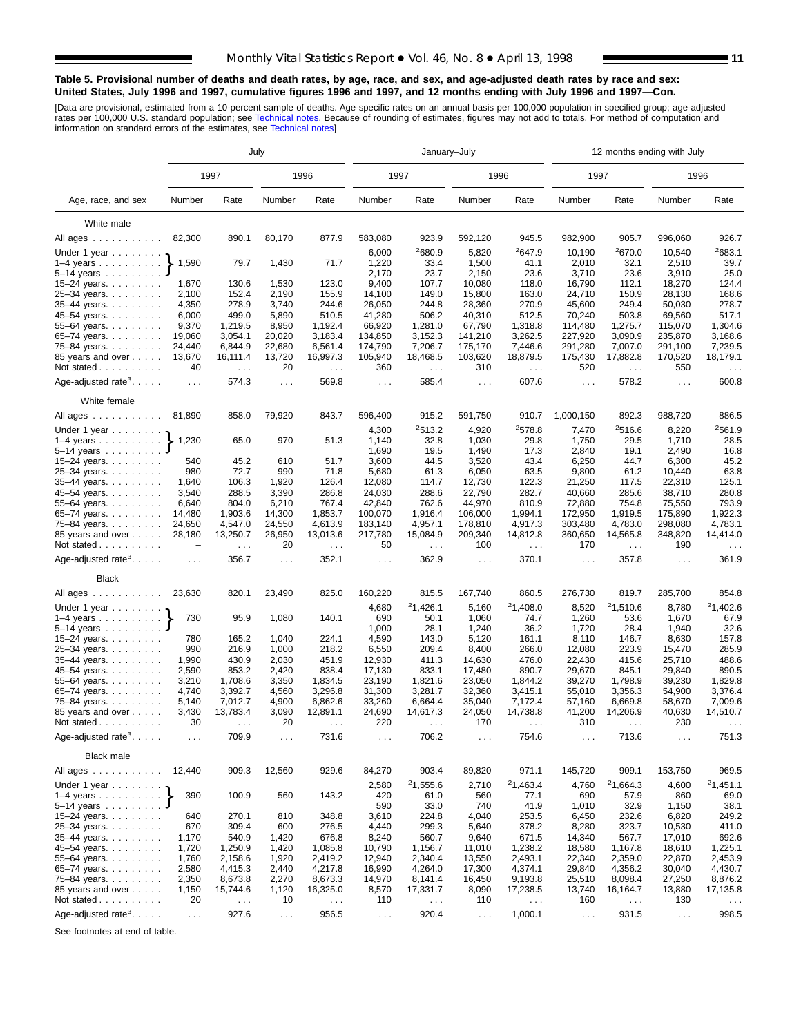**Table 5. Provisional number of deaths and death rates, by age, race, and sex, and age-adjusted death rates by race and sex: United States, July 1996 and 1997, cumulative figures 1996 and 1997, and 12 months ending with July 1996 and 1997—Con.**

[Data are provisional, estimated from a 10-percent sample of deaths. Age-specific rates on an annual basis per 100,000 population in specified group; age-adjusted rates per 100,000 U.S. standard population; see Technical notes. Because of rounding of estimates, figures may not add to totals. For method of computation and information on standard errors of the estimates, see Technical notes]

| Age, race, and sex | July | | | | January–July | | | | 12 months ending with July | | | |
|---|---|---|---|---|---|---|---|---|---|---|---|---|
| | 1997 | | 1996 | | 1997 | | 1996 | | 1997 | | 1996 | |
| | Number | Rate | Number | Rate | Number | Rate | Number | Rate | Number | Rate | Number | Rate |
| **White male** | | | | | | | | | | | | |
| All ages | 82,300 | 890.1 | 80,170 | 877.9 | 583,080 | 923.9 | 592,120 | 945.5 | 982,900 | 905.7 | 996,060 | 926.7 |
| Under 1 year | 1,590 | 79.7 | 1,430 | 71.7 | 6,000 | [2]680.9 | 5,820 | [2]647.9 | 10,190 | [2]670.0 | 10,540 | [2]683.1 |
| 1–4 years | | | | | 1,220 | 33.4 | 1,500 | 41.1 | 2,010 | 32.1 | 2,510 | 39.7 |
| 5–14 years | | | | | 2,170 | 23.7 | 2,150 | 23.6 | 3,710 | 23.6 | 3,910 | 25.0 |
| 15–24 years | 1,670 | 130.6 | 1,530 | 123.0 | 9,400 | 107.7 | 10,080 | 118.0 | 16,790 | 112.1 | 18,270 | 124.4 |
| 25–34 years | 2,100 | 152.4 | 2,190 | 155.9 | 14,100 | 149.0 | 15,800 | 163.0 | 24,710 | 150.9 | 28,130 | 168.6 |
| 35–44 years | 4,350 | 278.9 | 3,740 | 244.6 | 26,050 | 244.8 | 28,360 | 270.9 | 45,600 | 249.4 | 50,030 | 278.7 |
| 45–54 years | 6,000 | 499.0 | 5,890 | 510.5 | 41,280 | 506.2 | 40,310 | 512.5 | 70,240 | 503.8 | 69,560 | 517.1 |
| 55–64 years | 9,370 | 1,219.5 | 8,950 | 1,192.4 | 66,920 | 1,281.0 | 67,790 | 1,318.8 | 114,480 | 1,275.7 | 115,070 | 1,304.6 |
| 65–74 years | 19,060 | 3,054.1 | 20,020 | 3,183.4 | 134,850 | 3,152.3 | 141,210 | 3,262.5 | 227,920 | 3,090.9 | 235,870 | 3,168.6 |
| 75–84 years | 24,440 | 6,844.9 | 22,680 | 6,561.4 | 174,790 | 7,206.7 | 175,170 | 7,446.6 | 291,280 | 7,007.0 | 291,100 | 7,239.5 |
| 85 years and over | 13,670 | 16,111.4 | 13,720 | 16,997.3 | 105,940 | 18,468.5 | 103,620 | 18,879.5 | 175,430 | 17,882.8 | 170,520 | 18,179.1 |
| Not stated | 40 | . . . | 20 | . . . | 360 | . . . | 310 | . . . | 520 | . . . | 550 | . . . |
| Age-adjusted rate[3] | . . . | 574.3 | . . . | 569.8 | . . . | 585.4 | . . . | 607.6 | . . . | 578.2 | . . . | 600.8 |
| **White female** | | | | | | | | | | | | |
| All ages | 81,890 | 858.0 | 79,920 | 843.7 | 596,400 | 915.2 | 591,750 | 910.7 | 1,000,150 | 892.3 | 988,720 | 886.5 |
| Under 1 year | 1,230 | 65.0 | 970 | 51.3 | 4,300 | [2]513.2 | 4,920 | [2]578.8 | 7,470 | [2]516.6 | 8,220 | [2]561.9 |
| 1–4 years | | | | | 1,140 | 32.8 | 1,030 | 29.8 | 1,750 | 29.5 | 1,710 | 28.5 |
| 5–14 years | | | | | 1,690 | 19.5 | 1,490 | 17.3 | 2,840 | 19.1 | 2,490 | 16.8 |
| 15–24 years | 540 | 45.2 | 610 | 51.7 | 3,600 | 44.5 | 3,520 | 43.4 | 6,250 | 44.7 | 6,300 | 45.2 |
| 25–34 years | 980 | 72.7 | 990 | 71.8 | 5,680 | 61.3 | 6,050 | 63.5 | 9,800 | 61.2 | 10,440 | 63.8 |
| 35–44 years | 1,640 | 106.3 | 1,920 | 126.4 | 12,080 | 114.7 | 12,730 | 122.3 | 21,250 | 117.5 | 22,310 | 125.1 |
| 45–54 years | 3,540 | 288.5 | 3,390 | 286.8 | 24,030 | 288.6 | 22,790 | 282.7 | 40,660 | 285.6 | 38,710 | 280.8 |
| 55–64 years | 6,640 | 804.0 | 6,210 | 767.4 | 42,840 | 762.6 | 44,970 | 810.9 | 72,880 | 754.8 | 75,550 | 793.9 |
| 65–74 years | 14,480 | 1,903.6 | 14,300 | 1,853.7 | 100,070 | 1,916.4 | 106,000 | 1,994.1 | 172,950 | 1,919.5 | 175,890 | 1,922.3 |
| 75–84 years | 24,650 | 4,547.0 | 24,550 | 4,613.9 | 183,140 | 4,957.1 | 178,810 | 4,917.3 | 303,480 | 4,783.0 | 298,080 | 4,783.1 |
| 85 years and over | 28,180 | 13,250.7 | 26,950 | 13,013.6 | 217,780 | 15,084.9 | 209,340 | 14,812.8 | 360,650 | 14,565.8 | 348,820 | 14,414.0 |
| Not stated | – | . . . | 20 | . . . | 50 | . . . | 100 | . . . | 170 | . . . | 190 | . . . |
| Age-adjusted rate[3] | . . . | 356.7 | . . . | 352.1 | . . . | 362.9 | . . . | 370.1 | . . . | 357.8 | . . . | 361.9 |
| **Black** | | | | | | | | | | | | |
| All ages | 23,630 | 820.1 | 23,490 | 825.0 | 160,220 | 815.5 | 167,740 | 860.5 | 276,730 | 819.7 | 285,700 | 854.8 |
| Under 1 year | 730 | 95.9 | 1,080 | 140.1 | 4,680 | [2]1,426.1 | 5,160 | [2]1,408.0 | 8,520 | [2]1,510.6 | 8,780 | [2]1,402.6 |
| 1–4 years | | | | | 690 | 50.1 | 1,060 | 74.7 | 1,260 | 53.6 | 1,670 | 67.9 |
| 5–14 years | | | | | 1,000 | 28.1 | 1,240 | 36.2 | 1,720 | 28.4 | 1,940 | 32.6 |
| 15–24 years | 780 | 165.2 | 1,040 | 224.1 | 4,590 | 143.0 | 5,120 | 161.1 | 8,110 | 146.7 | 8,630 | 157.8 |
| 25–34 years | 990 | 216.9 | 1,000 | 218.2 | 6,550 | 209.4 | 8,400 | 266.0 | 12,080 | 223.9 | 15,470 | 285.9 |
| 35–44 years | 1,990 | 430.9 | 2,030 | 451.9 | 12,930 | 411.3 | 14,630 | 476.0 | 22,430 | 415.6 | 25,710 | 488.6 |
| 45–54 years | 2,590 | 853.2 | 2,420 | 838.4 | 17,130 | 833.1 | 17,480 | 890.7 | 29,670 | 845.1 | 29,840 | 890.5 |
| 55–64 years | 3,210 | 1,708.6 | 3,350 | 1,834.5 | 23,190 | 1,821.6 | 23,050 | 1,844.2 | 39,270 | 1,798.9 | 39,230 | 1,829.8 |
| 65–74 years | 4,740 | 3,392.7 | 4,560 | 3,296.8 | 31,300 | 3,281.7 | 32,360 | 3,415.1 | 55,010 | 3,356.3 | 54,900 | 3,376.4 |
| 75–84 years | 5,140 | 7,012.7 | 4,900 | 6,862.6 | 33,260 | 6,664.4 | 35,040 | 7,172.4 | 57,160 | 6,669.8 | 58,670 | 7,009.6 |
| 85 years and over | 3,430 | 13,783.4 | 3,090 | 12,891.1 | 24,690 | 14,617.3 | 24,050 | 14,738.8 | 41,200 | 14,206.9 | 40,630 | 14,510.7 |
| Not stated | 30 | . . . | 20 | . . . | 220 | . . . | 170 | . . . | 310 | . . . | 230 | . . . |
| Age-adjusted rate[3] | . . . | 709.9 | . . . | 731.6 | . . . | 706.2 | . . . | 754.6 | . . . | 713.6 | . . . | 751.3 |
| **Black male** | | | | | | | | | | | | |
| All ages | 12,440 | 909.3 | 12,560 | 929.6 | 84,270 | 903.4 | 89,820 | 971.1 | 145,720 | 909.1 | 153,750 | 969.5 |
| Under 1 year | 390 | 100.9 | 560 | 143.2 | 2,580 | [2]1,555.6 | 2,710 | [2]1,463.4 | 4,760 | [2]1,664.3 | 4,600 | [2]1,451.1 |
| 1–4 years | | | | | 420 | 61.0 | 560 | 77.1 | 690 | 57.9 | 860 | 69.0 |
| 5–14 years | | | | | 590 | 33.0 | 740 | 41.9 | 1,010 | 32.9 | 1,150 | 38.1 |
| 15–24 years | 640 | 270.1 | 810 | 348.8 | 3,610 | 224.8 | 4,040 | 253.5 | 6,450 | 232.6 | 6,820 | 249.2 |
| 25–34 years | 670 | 309.4 | 600 | 276.5 | 4,440 | 299.3 | 5,640 | 378.2 | 8,280 | 323.7 | 10,530 | 411.0 |
| 35–44 years | 1,170 | 540.9 | 1,420 | 676.8 | 8,240 | 560.7 | 9,640 | 671.5 | 14,340 | 567.7 | 17,010 | 692.6 |
| 45–54 years | 1,720 | 1,250.9 | 1,420 | 1,085.8 | 10,790 | 1,156.7 | 11,010 | 1,238.2 | 18,580 | 1,167.8 | 18,610 | 1,225.1 |
| 55–64 years | 1,760 | 2,158.6 | 1,920 | 2,419.2 | 12,940 | 2,340.4 | 13,550 | 2,493.1 | 22,340 | 2,359.0 | 22,870 | 2,453.9 |
| 65–74 years | 2,580 | 4,415.3 | 2,440 | 4,217.8 | 16,990 | 4,264.0 | 17,300 | 4,374.1 | 29,840 | 4,356.2 | 30,040 | 4,430.7 |
| 75–84 years | 2,350 | 8,673.8 | 2,270 | 8,673.3 | 14,970 | 8,141.4 | 16,450 | 9,193.8 | 25,510 | 8,098.4 | 27,250 | 8,876.2 |
| 85 years and over | 1,150 | 15,744.6 | 1,120 | 16,325.0 | 8,570 | 17,331.7 | 8,090 | 17,238.5 | 13,740 | 16,164.7 | 13,880 | 17,135.8 |
| Not stated | 20 | . . . | 10 | . . . | 110 | . . . | 110 | . . . | 160 | . . . | 130 | . . . |
| Age-adjusted rate[3] | . . . | 927.6 | . . . | 956.5 | . . . | 920.4 | . . . | 1,000.1 | . . . | 931.5 | . . . | 998.5 |

Note: For the July columns, the values shown on the "Under 1 year" row are a single bracketed figure covering Under 1 year, 1–4 years, and 5–14 years combined.

See footnotes at end of table.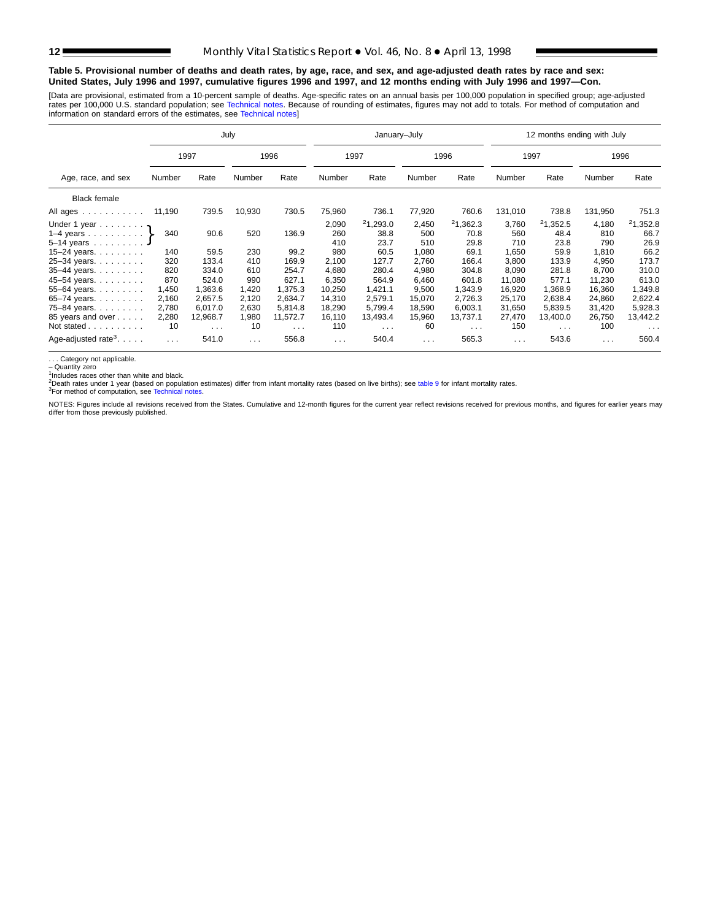**Table 5. Provisional number of deaths and death rates, by age, race, and sex, and age-adjusted death rates by race and sex: United States, July 1996 and 1997, cumulative figures 1996 and 1997, and 12 months ending with July 1996 and 1997—Con.**

[Data are provisional, estimated from a 10-percent sample of deaths. Age-specific rates on an annual basis per 100,000 population in specified group; age-adjusted rates per 100,000 U.S. standard population; see Technical notes. Because of rounding of estimates, figures may not add to totals. For method of computation and information on standard errors of the estimates, see Technical notes]

| Age, race, and sex | July | | | | January–July | | | | 12 months ending with July | | | |
|---|---|---|---|---|---|---|---|---|---|---|---|---|
| | 1997 | | 1996 | | 1997 | | 1996 | | 1997 | | 1996 | |
| | Number | Rate | Number | Rate | Number | Rate | Number | Rate | Number | Rate | Number | Rate |
| **Black female** | | | | | | | | | | | | |
| All ages | 11,190 | 739.5 | 10,930 | 730.5 | 75,960 | 736.1 | 77,920 | 760.6 | 131,010 | 738.8 | 131,950 | 751.3 |
| Under 1 year | 340 | 90.6 | 520 | 136.9 | 2,090 | [2]1,293.0 | 2,450 | [2]1,362.3 | 3,760 | [2]1,352.5 | 4,180 | [2]1,352.8 |
| 1–4 years | | | | | 260 | 38.8 | 500 | 70.8 | 560 | 48.4 | 810 | 66.7 |
| 5–14 years | | | | | 410 | 23.7 | 510 | 29.8 | 710 | 23.8 | 790 | 26.9 |
| 15–24 years | 140 | 59.5 | 230 | 99.2 | 980 | 60.5 | 1,080 | 69.1 | 1,650 | 59.9 | 1,810 | 66.2 |
| 25–34 years | 320 | 133.4 | 410 | 169.9 | 2,100 | 127.7 | 2,760 | 166.4 | 3,800 | 133.9 | 4,950 | 173.7 |
| 35–44 years | 820 | 334.0 | 610 | 254.7 | 4,680 | 280.4 | 4,980 | 304.8 | 8,090 | 281.8 | 8,700 | 310.0 |
| 45–54 years | 870 | 524.0 | 990 | 627.1 | 6,350 | 564.9 | 6,460 | 601.8 | 11,080 | 577.1 | 11,230 | 613.0 |
| 55–64 years | 1,450 | 1,363.6 | 1,420 | 1,375.3 | 10,250 | 1,421.1 | 9,500 | 1,343.9 | 16,920 | 1,368.9 | 16,360 | 1,349.8 |
| 65–74 years | 2,160 | 2,657.5 | 2,120 | 2,634.7 | 14,310 | 2,579.1 | 15,070 | 2,726.3 | 25,170 | 2,638.4 | 24,860 | 2,622.4 |
| 75–84 years | 2,780 | 6,017.0 | 2,630 | 5,814.8 | 18,290 | 5,799.4 | 18,590 | 6,003.1 | 31,650 | 5,839.5 | 31,420 | 5,928.3 |
| 85 years and over | 2,280 | 12,968.7 | 1,980 | 11,572.7 | 16,110 | 13,493.4 | 15,960 | 13,737.1 | 27,470 | 13,400.0 | 26,750 | 13,442.2 |
| Not stated | 10 | . . . | 10 | . . . | 110 | . . . | 60 | . . . | 150 | . . . | 100 | . . . |
| Age-adjusted rate[3] | . . . | 541.0 | . . . | 556.8 | . . . | 540.4 | . . . | 565.3 | . . . | 543.6 | . . . | 560.4 |

Note: In the July columns, figures for Under 1 year, 1–4 years, and 5–14 years are combined (340, 90.6 for 1997; 520, 136.9 for 1996).

. . . Category not applicable.
– Quantity zero
[1]Includes races other than white and black.
[2]Death rates under 1 year (based on population estimates) differ from infant mortality rates (based on live births); see table 9 for infant mortality rates.
[3]For method of computation, see Technical notes.

NOTES: Figures include all revisions received from the States. Cumulative and 12-month figures for the current year reflect revisions received for previous months, and figures for earlier years may differ from those previously published.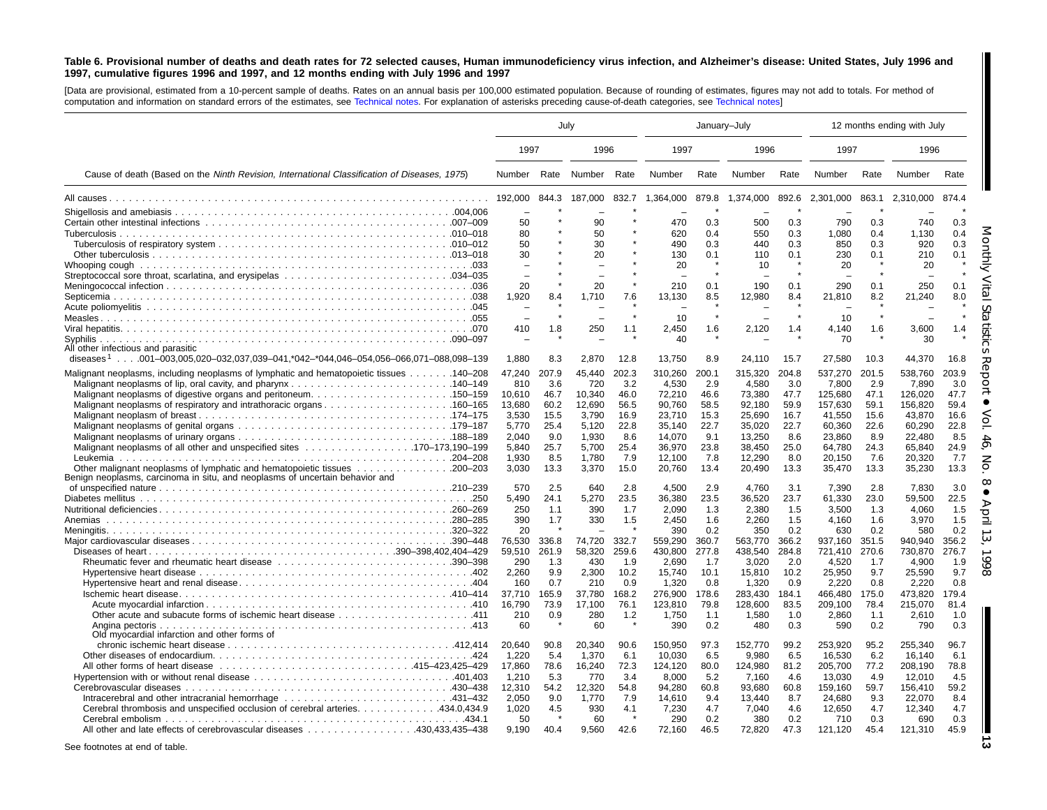**Table 6. Provisional number of deaths and death rates for 72 selected causes, Human immunodeficiency virus infection, and Alzheimer's disease: United States, July 1996 and 1997, cumulative figures 1996 and 1997, and 12 months ending with July 1996 and 1997**

[Data are provisional, estimated from a 10-percent sample of deaths. Rates on an annual basis per 100,000 estimated population. Because of rounding of estimates, figures may not add to totals. For method of computation and information on standard errors of the estimates, see Technical notes. For explanation of asterisks preceding cause-of-death categories, see Technical notes]

| Cause of death (Based on the *Ninth Revision, International Classification of Diseases, 1975*) | July | | | | January–July | | | | 12 months ending with July | | | |
|---|---|---|---|---|---|---|---|---|---|---|---|---|
| | 1997 | | 1996 | | 1997 | | 1996 | | 1997 | | 1996 | |
| | Number | Rate | Number | Rate | Number | Rate | Number | Rate | Number | Rate | Number | Rate |
| All causes | 192,000 | 844.3 | 187,000 | 832.7 | 1,364,000 | 879.8 | 1,374,000 | 892.6 | 2,301,000 | 863.1 | 2,310,000 | 874.4 |
| Shigellosis and amebiasis .004,006 | – | * | – | * | – | * | – | * | – | * | – | * |
| Certain other intestinal infections .007–009 | 50 | * | 90 | * | 470 | 0.3 | 500 | 0.3 | 790 | 0.3 | 740 | 0.3 |
| Tuberculosis .010–018 | 80 | * | 50 | * | 620 | 0.4 | 550 | 0.3 | 1,080 | 0.4 | 1,130 | 0.4 |
| Tuberculosis of respiratory system .010–012 | 50 | * | 30 | * | 490 | 0.3 | 440 | 0.3 | 850 | 0.3 | 920 | 0.3 |
| Other tuberculosis .013–018 | 30 | * | 20 | * | 130 | 0.1 | 110 | 0.1 | 230 | 0.1 | 210 | 0.1 |
| Whooping cough .033 | – | * | – | * | 20 | * | 10 | * | 20 | * | 20 | * |
| Streptococcal sore throat, scarlatina, and erysipelas .034–035 | – | * | – | * | – | * | – | * | – | * | – | * |
| Meningococcal infection .036 | 20 | * | 20 | * | 210 | 0.1 | 190 | 0.1 | 290 | 0.1 | 250 | 0.1 |
| Septicemia .038 | 1,920 | 8.4 | 1,710 | 7.6 | 13,130 | 8.5 | 12,980 | 8.4 | 21,810 | 8.2 | 21,240 | 8.0 |
| Acute poliomyelitis .045 | – | * | – | * | – | * | – | * | – | * | – | * |
| Measles .055 | – | * | – | * | 10 | * | – | * | 10 | * | – | * |
| Viral hepatitis .070 | 410 | 1.8 | 250 | 1.1 | 2,450 | 1.6 | 2,120 | 1.4 | 4,140 | 1.6 | 3,600 | 1.4 |
| Syphilis .090–097 | – | * | – | * | 40 | * | – | * | 70 | * | 30 | * |
| All other infectious and parasitic diseases[1] . . . .001–003,005,020–032,037,039–041,*042–*044,046–054,056–066,071–088,098–139 | 1,880 | 8.3 | 2,870 | 12.8 | 13,750 | 8.9 | 24,110 | 15.7 | 27,580 | 10.3 | 44,370 | 16.8 |
| Malignant neoplasms, including neoplasms of lymphatic and hematopoietic tissues .140–208 | 47,240 | 207.9 | 45,440 | 202.3 | 310,260 | 200.1 | 315,320 | 204.8 | 537,270 | 201.5 | 538,760 | 203.9 |
| Malignant neoplasms of lip, oral cavity, and pharynx .140–149 | 810 | 3.6 | 720 | 3.2 | 4,530 | 2.9 | 4,580 | 3.0 | 7,800 | 2.9 | 7,890 | 3.0 |
| Malignant neoplasms of digestive organs and peritoneum .150–159 | 10,610 | 46.7 | 10,340 | 46.0 | 72,210 | 46.6 | 73,380 | 47.7 | 125,680 | 47.1 | 126,020 | 47.7 |
| Malignant neoplasms of respiratory and intrathoracic organs .160–165 | 13,680 | 60.2 | 12,690 | 56.5 | 90,760 | 58.5 | 92,180 | 59.9 | 157,630 | 59.1 | 156,820 | 59.4 |
| Malignant neoplasm of breast .174–175 | 3,530 | 15.5 | 3,790 | 16.9 | 23,710 | 15.3 | 25,690 | 16.7 | 41,550 | 15.6 | 43,870 | 16.6 |
| Malignant neoplasms of genital organs .179–187 | 5,770 | 25.4 | 5,120 | 22.8 | 35,140 | 22.7 | 35,020 | 22.7 | 60,360 | 22.6 | 60,290 | 22.8 |
| Malignant neoplasms of urinary organs .188–189 | 2,040 | 9.0 | 1,930 | 8.6 | 14,070 | 9.1 | 13,250 | 8.6 | 23,860 | 8.9 | 22,480 | 8.5 |
| Malignant neoplasms of all other and unspecified sites .170–173,190–199 | 5,840 | 25.7 | 5,700 | 25.4 | 36,970 | 23.8 | 38,450 | 25.0 | 64,780 | 24.3 | 65,840 | 24.9 |
| Leukemia .204–208 | 1,930 | 8.5 | 1,780 | 7.9 | 12,100 | 7.8 | 12,290 | 8.0 | 20,150 | 7.6 | 20,320 | 7.7 |
| Other malignant neoplasms of lymphatic and hematopoietic tissues .200–203 | 3,030 | 13.3 | 3,370 | 15.0 | 20,760 | 13.4 | 20,490 | 13.3 | 35,470 | 13.3 | 35,230 | 13.3 |
| Benign neoplasms, carcinoma in situ, and neoplasms of uncertain behavior and of unspecified nature .210–239 | 570 | 2.5 | 640 | 2.8 | 4,500 | 2.9 | 4,760 | 3.1 | 7,390 | 2.8 | 7,830 | 3.0 |
| Diabetes mellitus .250 | 5,490 | 24.1 | 5,270 | 23.5 | 36,380 | 23.5 | 36,520 | 23.7 | 61,330 | 23.0 | 59,500 | 22.5 |
| Nutritional deficiencies .260–269 | 250 | 1.1 | 390 | 1.7 | 2,090 | 1.3 | 2,380 | 1.5 | 3,500 | 1.3 | 4,060 | 1.5 |
| Anemias .280–285 | 390 | 1.7 | 330 | 1.5 | 2,450 | 1.6 | 2,260 | 1.5 | 4,160 | 1.6 | 3,970 | 1.5 |
| Meningitis .320–322 | 20 | * | – | * | 390 | 0.2 | 350 | 0.2 | 630 | 0.2 | 580 | 0.2 |
| Major cardiovascular diseases .390–448 | 76,530 | 336.8 | 74,720 | 332.7 | 559,290 | 360.7 | 563,770 | 366.2 | 937,160 | 351.5 | 940,940 | 356.2 |
| Diseases of heart .390–398,402,404–429 | 59,510 | 261.9 | 58,320 | 259.6 | 430,800 | 277.8 | 438,540 | 284.8 | 721,410 | 270.6 | 730,870 | 276.7 |
| Rheumatic fever and rheumatic heart disease .390–398 | 290 | 1.3 | 430 | 1.9 | 2,690 | 1.7 | 3,020 | 2.0 | 4,520 | 1.7 | 4,900 | 1.9 |
| Hypertensive heart disease .402 | 2,260 | 9.9 | 2,300 | 10.2 | 15,740 | 10.1 | 15,810 | 10.2 | 25,950 | 9.7 | 25,590 | 9.7 |
| Hypertensive heart and renal disease .404 | 160 | 0.7 | 210 | 0.9 | 1,320 | 0.8 | 1,320 | 0.9 | 2,220 | 0.8 | 2,220 | 0.8 |
| Ischemic heart disease .410–414 | 37,710 | 165.9 | 37,780 | 168.2 | 276,900 | 178.6 | 283,430 | 184.1 | 466,480 | 175.0 | 473,820 | 179.4 |
| Acute myocardial infarction .410 | 16,790 | 73.9 | 17,100 | 76.1 | 123,810 | 79.8 | 128,600 | 83.5 | 209,100 | 78.4 | 215,070 | 81.4 |
| Other acute and subacute forms of ischemic heart disease .411 | 210 | 0.9 | 280 | 1.2 | 1,750 | 1.1 | 1,580 | 1.0 | 2,860 | 1.1 | 2,610 | 1.0 |
| Angina pectoris .413 | 60 | * | 60 | * | 390 | 0.2 | 480 | 0.3 | 590 | 0.2 | 790 | 0.3 |
| Old myocardial infarction and other forms of chronic ischemic heart disease .412,414 | 20,640 | 90.8 | 20,340 | 90.6 | 150,950 | 97.3 | 152,770 | 99.2 | 253,920 | 95.2 | 255,340 | 96.7 |
| Other diseases of endocardium .424 | 1,220 | 5.4 | 1,370 | 6.1 | 10,030 | 6.5 | 9,980 | 6.5 | 16,530 | 6.2 | 16,140 | 6.1 |
| All other forms of heart disease .415–423,425–429 | 17,860 | 78.6 | 16,240 | 72.3 | 124,120 | 80.0 | 124,980 | 81.2 | 205,700 | 77.2 | 208,190 | 78.8 |
| Hypertension with or without renal disease .401,403 | 1,210 | 5.3 | 770 | 3.4 | 8,000 | 5.2 | 7,160 | 4.6 | 13,030 | 4.9 | 12,010 | 4.5 |
| Cerebrovascular diseases .430–438 | 12,310 | 54.2 | 12,320 | 54.8 | 94,280 | 60.8 | 93,680 | 60.8 | 159,160 | 59.7 | 156,410 | 59.2 |
| Intracerebral and other intracranial hemorrhage .431–432 | 2,050 | 9.0 | 1,770 | 7.9 | 14,610 | 9.4 | 13,440 | 8.7 | 24,680 | 9.3 | 22,070 | 8.4 |
| Cerebral thrombosis and unspecified occlusion of cerebral arteries .434.0,434.9 | 1,020 | 4.5 | 930 | 4.1 | 7,230 | 4.7 | 7,040 | 4.6 | 12,650 | 4.7 | 12,340 | 4.7 |
| Cerebral embolism .434.1 | 50 | * | 60 | * | 290 | 0.2 | 380 | 0.2 | 710 | 0.3 | 690 | 0.3 |
| All other and late effects of cerebrovascular diseases .430,433,435–438 | 9,190 | 40.4 | 9,560 | 42.6 | 72,160 | 46.5 | 72,820 | 47.3 | 121,120 | 45.4 | 121,310 | 45.9 |

See footnotes at end of table.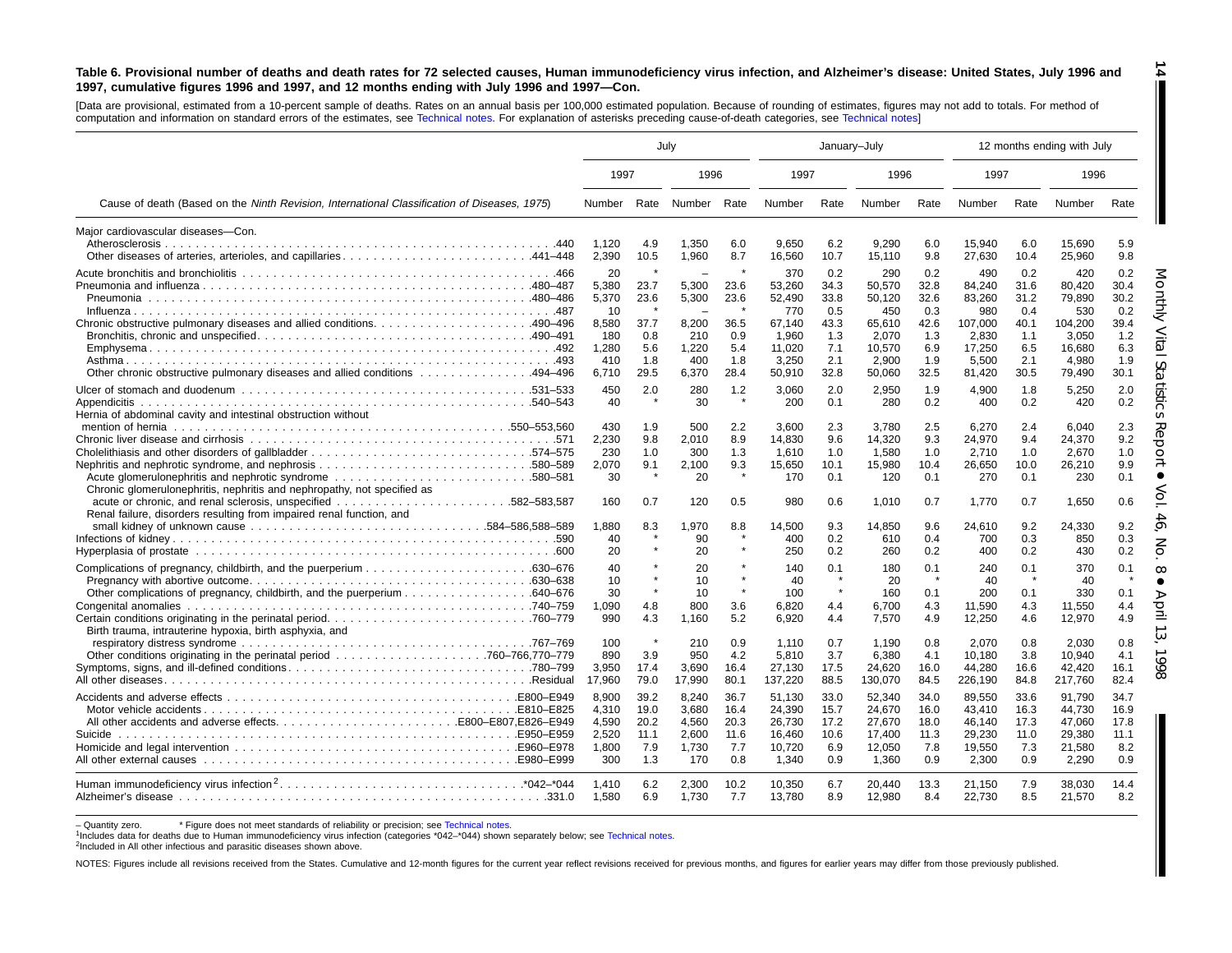**Table 6. Provisional number of deaths and death rates for 72 selected causes, Human immunodeficiency virus infection, and Alzheimer's disease: United States, July 1996 and 1997, cumulative figures 1996 and 1997, and 12 months ending with July 1996 and 1997—Con.**

[Data are provisional, estimated from a 10-percent sample of deaths. Rates on an annual basis per 100,000 estimated population. Because of rounding of estimates, figures may not add to totals. For method of computation and information on standard errors of the estimates, see Technical notes. For explanation of asterisks preceding cause-of-death categories, see Technical notes]

| Cause of death (Based on the *Ninth Revision, International Classification of Diseases, 1975*) | July | | | | January–July | | | | 12 months ending with July | | | |
|---|---|---|---|---|---|---|---|---|---|---|---|---|
| | 1997 | | 1996 | | 1997 | | 1996 | | 1997 | | 1996 | |
| | Number | Rate | Number | Rate | Number | Rate | Number | Rate | Number | Rate | Number | Rate |
| Major cardiovascular diseases—Con. | | | | | | | | | | | | |
| Atherosclerosis .440 | 1,120 | 4.9 | 1,350 | 6.0 | 9,650 | 6.2 | 9,290 | 6.0 | 15,940 | 6.0 | 15,690 | 5.9 |
| Other diseases of arteries, arterioles, and capillaries .441–448 | 2,390 | 10.5 | 1,960 | 8.7 | 16,560 | 10.7 | 15,110 | 9.8 | 27,630 | 10.4 | 25,960 | 9.8 |
| Acute bronchitis and bronchiolitis .466 | 20 | * | – | * | 370 | 0.2 | 290 | 0.2 | 490 | 0.2 | 420 | 0.2 |
| Pneumonia and influenza .480–487 | 5,380 | 23.7 | 5,300 | 23.6 | 53,260 | 34.3 | 50,570 | 32.8 | 84,240 | 31.6 | 80,420 | 30.4 |
| Pneumonia .480–486 | 5,370 | 23.6 | 5,300 | 23.6 | 52,490 | 33.8 | 50,120 | 32.6 | 83,260 | 31.2 | 79,890 | 30.2 |
| Influenza .487 | 10 | * | – | * | 770 | 0.5 | 450 | 0.3 | 980 | 0.4 | 530 | 0.2 |
| Chronic obstructive pulmonary diseases and allied conditions .490–496 | 8,580 | 37.7 | 8,200 | 36.5 | 67,140 | 43.3 | 65,610 | 42.6 | 107,000 | 40.1 | 104,200 | 39.4 |
| Bronchitis, chronic and unspecified .490–491 | 180 | 0.8 | 210 | 0.9 | 1,960 | 1.3 | 2,070 | 1.3 | 2,830 | 1.1 | 3,050 | 1.2 |
| Emphysema .492 | 1,280 | 5.6 | 1,220 | 5.4 | 11,020 | 7.1 | 10,570 | 6.9 | 17,250 | 6.5 | 16,680 | 6.3 |
| Asthma .493 | 410 | 1.8 | 400 | 1.8 | 3,250 | 2.1 | 2,900 | 1.9 | 5,500 | 2.1 | 4,980 | 1.9 |
| Other chronic obstructive pulmonary diseases and allied conditions .494–496 | 6,710 | 29.5 | 6,370 | 28.4 | 50,910 | 32.8 | 50,060 | 32.5 | 81,420 | 30.5 | 79,490 | 30.1 |
| Ulcer of stomach and duodenum .531–533 | 450 | 2.0 | 280 | 1.2 | 3,060 | 2.0 | 2,950 | 1.9 | 4,900 | 1.8 | 5,250 | 2.0 |
| Appendicitis .540–543 | 40 | * | 30 | * | 200 | 0.1 | 280 | 0.2 | 400 | 0.2 | 420 | 0.2 |
| Hernia of abdominal cavity and intestinal obstruction without mention of hernia .550–553,560 | 430 | 1.9 | 500 | 2.2 | 3,600 | 2.3 | 3,780 | 2.5 | 6,270 | 2.4 | 6,040 | 2.3 |
| Chronic liver disease and cirrhosis .571 | 2,230 | 9.8 | 2,010 | 8.9 | 14,830 | 9.6 | 14,320 | 9.3 | 24,970 | 9.4 | 24,370 | 9.2 |
| Cholelithiasis and other disorders of gallbladder .574–575 | 230 | 1.0 | 300 | 1.3 | 1,610 | 1.0 | 1,580 | 1.0 | 2,710 | 1.0 | 2,670 | 1.0 |
| Nephritis, nephrotic syndrome, and nephrosis .580–589 | 2,070 | 9.1 | 2,100 | 9.3 | 15,650 | 10.1 | 15,980 | 10.4 | 26,650 | 10.0 | 26,210 | 9.9 |
| Acute glomerulonephritis and nephrotic syndrome .580–581 | 30 | * | 20 | * | 170 | 0.1 | 120 | 0.1 | 270 | 0.1 | 230 | 0.1 |
| Chronic glomerulonephritis, nephritis and nephropathy, not specified as acute or chronic, and renal sclerosis, unspecified .582–583,587 | 160 | 0.7 | 120 | 0.5 | 980 | 0.6 | 1,010 | 0.7 | 1,770 | 0.7 | 1,650 | 0.6 |
| Renal failure, disorders resulting from impaired renal function, and small kidney of unknown cause .584–586,588–589 | 1,880 | 8.3 | 1,970 | 8.8 | 14,500 | 9.3 | 14,850 | 9.6 | 24,610 | 9.2 | 24,330 | 9.2 |
| Infections of kidney .590 | 40 | * | 90 | * | 400 | 0.2 | 610 | 0.4 | 700 | 0.3 | 850 | 0.3 |
| Hyperplasia of prostate .600 | 20 | * | 20 | * | 250 | 0.2 | 260 | 0.2 | 400 | 0.2 | 430 | 0.2 |
| Complications of pregnancy, childbirth, and the puerperium .630–676 | 40 | * | 20 | * | 140 | 0.1 | 180 | 0.1 | 240 | 0.1 | 370 | 0.1 |
| Pregnancy with abortive outcome .630–638 | 10 | * | 10 | * | 40 | * | 20 | * | 40 | * | 40 | * |
| Other complications of pregnancy, childbirth, and the puerperium .640–676 | 30 | * | 10 | * | 100 | * | 160 | 0.1 | 200 | 0.1 | 330 | 0.1 |
| Congenital anomalies .740–759 | 1,090 | 4.8 | 800 | 3.6 | 6,820 | 4.4 | 6,700 | 4.3 | 11,590 | 4.3 | 11,550 | 4.4 |
| Certain conditions originating in the perinatal period .760–779 | 990 | 4.3 | 1,160 | 5.2 | 6,920 | 4.4 | 7,570 | 4.9 | 12,250 | 4.6 | 12,970 | 4.9 |
| Birth trauma, intrauterine hypoxia, birth asphyxia, and respiratory distress syndrome .767–769 | 100 | * | 210 | 0.9 | 1,110 | 0.7 | 1,190 | 0.8 | 2,070 | 0.8 | 2,030 | 0.8 |
| Other conditions originating in the perinatal period .760–766,770–779 | 890 | 3.9 | 950 | 4.2 | 5,810 | 3.7 | 6,380 | 4.1 | 10,180 | 3.8 | 10,940 | 4.1 |
| Symptoms, signs, and ill-defined conditions .780–799 | 3,950 | 17.4 | 3,690 | 16.4 | 27,130 | 17.5 | 24,620 | 16.0 | 44,280 | 16.6 | 42,420 | 16.1 |
| All other diseases .Residual | 17,960 | 79.0 | 17,990 | 80.1 | 137,220 | 88.5 | 130,070 | 84.5 | 226,190 | 84.8 | 217,760 | 82.4 |
| Accidents and adverse effects .E800–E949 | 8,900 | 39.2 | 8,240 | 36.7 | 51,130 | 33.0 | 52,340 | 34.0 | 89,550 | 33.6 | 91,790 | 34.7 |
| Motor vehicle accidents .E810–E825 | 4,310 | 19.0 | 3,680 | 16.4 | 24,390 | 15.7 | 24,670 | 16.0 | 43,410 | 16.3 | 44,730 | 16.9 |
| All other accidents and adverse effects .E800–E807,E826–E949 | 4,590 | 20.2 | 4,560 | 20.3 | 26,730 | 17.2 | 27,670 | 18.0 | 46,140 | 17.3 | 47,060 | 17.8 |
| Suicide .E950–E959 | 2,520 | 11.1 | 2,600 | 11.6 | 16,460 | 10.6 | 17,400 | 11.3 | 29,230 | 11.0 | 29,380 | 11.1 |
| Homicide and legal intervention .E960–E978 | 1,800 | 7.9 | 1,730 | 7.7 | 10,720 | 6.9 | 12,050 | 7.8 | 19,550 | 7.3 | 21,580 | 8.2 |
| All other external causes .E980–E999 | 300 | 1.3 | 170 | 0.8 | 1,340 | 0.9 | 1,360 | 0.9 | 2,300 | 0.9 | 2,290 | 0.9 |
| Human immunodeficiency virus infection[2] .*042–*044 | 1,410 | 6.2 | 2,300 | 10.2 | 10,350 | 6.7 | 20,440 | 13.3 | 21,150 | 7.9 | 38,030 | 14.4 |
| Alzheimer's disease .331.0 | 1,580 | 6.9 | 1,730 | 7.7 | 13,780 | 8.9 | 12,980 | 8.4 | 22,730 | 8.5 | 21,570 | 8.2 |

– Quantity zero. * Figure does not meet standards of reliability or precision; see Technical notes.

[1]Includes data for deaths due to Human immunodeficiency virus infection (categories *042–*044) shown separately below; see Technical notes.

[2]Included in All other infectious and parasitic diseases shown above.

NOTES: Figures include all revisions received from the States. Cumulative and 12-month figures for the current year reflect revisions received for previous months, and figures for earlier years may differ from those previously published.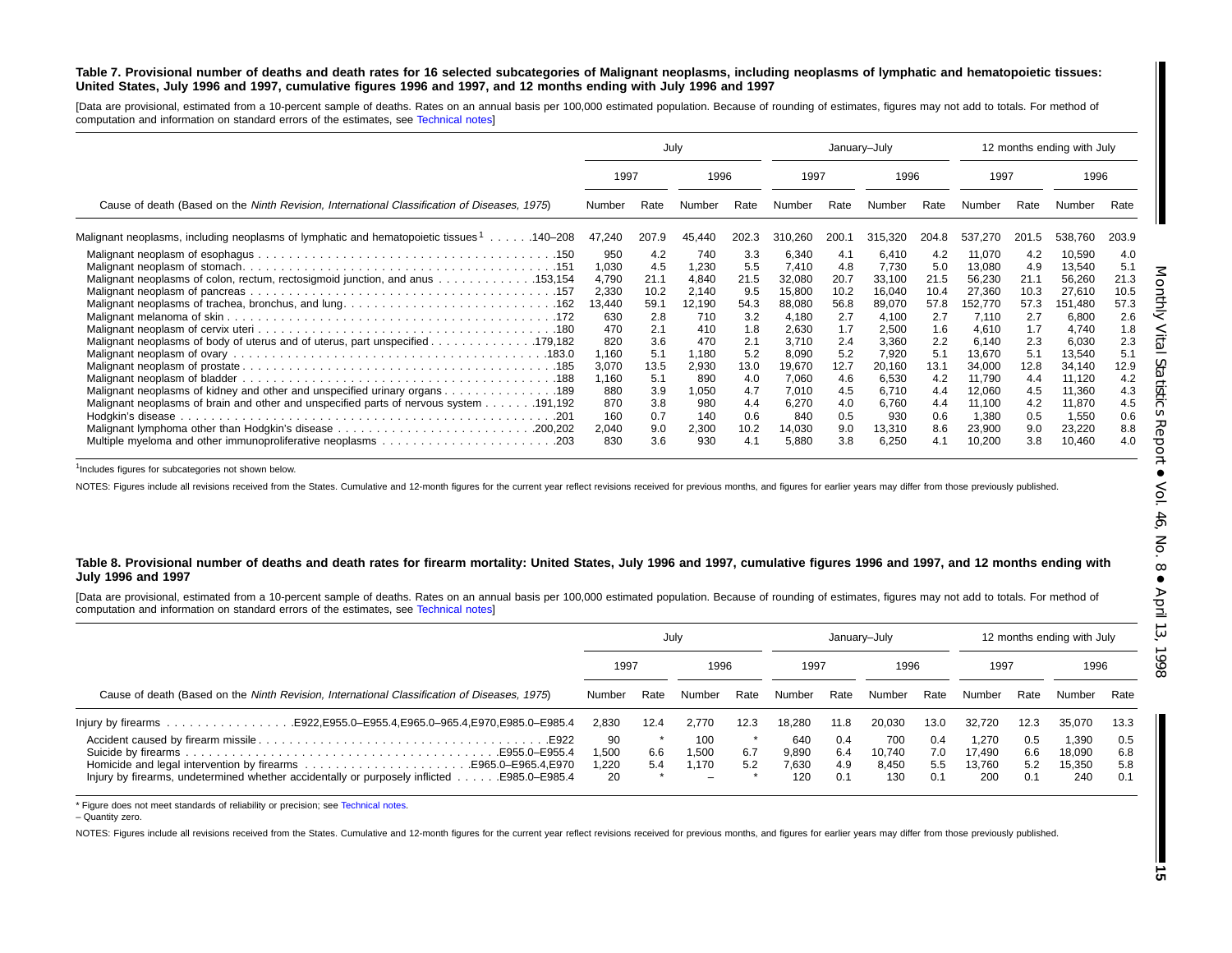**Table 7. Provisional number of deaths and death rates for 16 selected subcategories of Malignant neoplasms, including neoplasms of lymphatic and hematopoietic tissues: United States, July 1996 and 1997, cumulative figures 1996 and 1997, and 12 months ending with July 1996 and 1997**

[Data are provisional, estimated from a 10-percent sample of deaths. Rates on an annual basis per 100,000 estimated population. Because of rounding of estimates, figures may not add to totals. For method of computation and information on standard errors of the estimates, see Technical notes]

| Cause of death (Based on the *Ninth Revision, International Classification of Diseases, 1975*) | July | | | | January–July | | | | 12 months ending with July | | | |
|---|---|---|---|---|---|---|---|---|---|---|---|---|
| | 1997 | | 1996 | | 1997 | | 1996 | | 1997 | | 1996 | |
| | Number | Rate | Number | Rate | Number | Rate | Number | Rate | Number | Rate | Number | Rate |
| Malignant neoplasms, including neoplasms of lymphatic and hematopoietic tissues[1] . . . . . .140–208 | 47,240 | 207.9 | 45,440 | 202.3 | 310,260 | 200.1 | 315,320 | 204.8 | 537,270 | 201.5 | 538,760 | 203.9 |
| Malignant neoplasm of esophagus . . . .150 | 950 | 4.2 | 740 | 3.3 | 6,340 | 4.1 | 6,410 | 4.2 | 11,070 | 4.2 | 10,590 | 4.0 |
| Malignant neoplasm of stomach. . . .151 | 1,030 | 4.5 | 1,230 | 5.5 | 7,410 | 4.8 | 7,730 | 5.0 | 13,080 | 4.9 | 13,540 | 5.1 |
| Malignant neoplasms of colon, rectum, rectosigmoid junction, and anus . . . .153,154 | 4,790 | 21.1 | 4,840 | 21.5 | 32,080 | 20.7 | 33,100 | 21.5 | 56,230 | 21.1 | 56,260 | 21.3 |
| Malignant neoplasm of pancreas . . . .157 | 2,330 | 10.2 | 2,140 | 9.5 | 15,800 | 10.2 | 16,040 | 10.4 | 27,360 | 10.3 | 27,610 | 10.5 |
| Malignant neoplasms of trachea, bronchus, and lung. . . .162 | 13,440 | 59.1 | 12,190 | 54.3 | 88,080 | 56.8 | 89,070 | 57.8 | 152,770 | 57.3 | 151,480 | 57.3 |
| Malignant melanoma of skin . . . .172 | 630 | 2.8 | 710 | 3.2 | 4,180 | 2.7 | 4,100 | 2.7 | 7,110 | 2.7 | 6,800 | 2.6 |
| Malignant neoplasm of cervix uteri . . . .180 | 470 | 2.1 | 410 | 1.8 | 2,630 | 1.7 | 2,500 | 1.6 | 4,610 | 1.7 | 4,740 | 1.8 |
| Malignant neoplasms of body of uterus and of uterus, part unspecified . . . .179,182 | 820 | 3.6 | 470 | 2.1 | 3,710 | 2.4 | 3,360 | 2.2 | 6,140 | 2.3 | 6,030 | 2.3 |
| Malignant neoplasm of ovary . . . .183.0 | 1,160 | 5.1 | 1,180 | 5.2 | 8,090 | 5.2 | 7,920 | 5.1 | 13,670 | 5.1 | 13,540 | 5.1 |
| Malignant neoplasm of prostate . . . .185 | 3,070 | 13.5 | 2,930 | 13.0 | 19,670 | 12.7 | 20,160 | 13.1 | 34,000 | 12.8 | 34,140 | 12.9 |
| Malignant neoplasm of bladder . . . .188 | 1,160 | 5.1 | 890 | 4.0 | 7,060 | 4.6 | 6,530 | 4.2 | 11,790 | 4.4 | 11,120 | 4.2 |
| Malignant neoplasms of kidney and other and unspecified urinary organs . . . .189 | 880 | 3.9 | 1,050 | 4.7 | 7,010 | 4.5 | 6,710 | 4.4 | 12,060 | 4.5 | 11,360 | 4.3 |
| Malignant neoplasms of brain and other and unspecified parts of nervous system . . . .191,192 | 870 | 3.8 | 980 | 4.4 | 6,270 | 4.0 | 6,760 | 4.4 | 11,100 | 4.2 | 11,870 | 4.5 |
| Hodgkin's disease . . . .201 | 160 | 0.7 | 140 | 0.6 | 840 | 0.5 | 930 | 0.6 | 1,380 | 0.5 | 1,550 | 0.6 |
| Malignant lymphoma other than Hodgkin's disease . . . .200,202 | 2,040 | 9.0 | 2,300 | 10.2 | 14,030 | 9.0 | 13,310 | 8.6 | 23,900 | 9.0 | 23,220 | 8.8 |
| Multiple myeloma and other immunoproliferative neoplasms . . . .203 | 830 | 3.6 | 930 | 4.1 | 5,880 | 3.8 | 6,250 | 4.1 | 10,200 | 3.8 | 10,460 | 4.0 |

[1]Includes figures for subcategories not shown below.

NOTES: Figures include all revisions received from the States. Cumulative and 12-month figures for the current year reflect revisions received for previous months, and figures for earlier years may differ from those previously published.

**Table 8. Provisional number of deaths and death rates for firearm mortality: United States, July 1996 and 1997, cumulative figures 1996 and 1997, and 12 months ending with July 1996 and 1997**

[Data are provisional, estimated from a 10-percent sample of deaths. Rates on an annual basis per 100,000 estimated population. Because of rounding of estimates, figures may not add to totals. For method of computation and information on standard errors of the estimates, see Technical notes]

| Cause of death (Based on the *Ninth Revision, International Classification of Diseases, 1975*) | July | | | | January–July | | | | 12 months ending with July | | | |
|---|---|---|---|---|---|---|---|---|---|---|---|---|
| | 1997 | | 1996 | | 1997 | | 1996 | | 1997 | | 1996 | |
| | Number | Rate | Number | Rate | Number | Rate | Number | Rate | Number | Rate | Number | Rate |
| Injury by firearms . . . .E922,E955.0–E955.4,E965.0–965.4,E970,E985.0–E985.4 | 2,830 | 12.4 | 2,770 | 12.3 | 18,280 | 11.8 | 20,030 | 13.0 | 32,720 | 12.3 | 35,070 | 13.3 |
| Accident caused by firearm missile . . . .E922 | 90 | * | 100 | * | 640 | 0.4 | 700 | 0.4 | 1,270 | 0.5 | 1,390 | 0.5 |
| Suicide by firearms . . . .E955.0–E955.4 | 1,500 | 6.6 | 1,500 | 6.7 | 9,890 | 6.4 | 10,740 | 7.0 | 17,490 | 6.6 | 18,090 | 6.8 |
| Homicide and legal intervention by firearms . . . .E965.0–E965.4,E970 | 1,220 | 5.4 | 1,170 | 5.2 | 7,630 | 4.9 | 8,450 | 5.5 | 13,760 | 5.2 | 15,350 | 5.8 |
| Injury by firearms, undetermined whether accidentally or purposely inflicted . . . .E985.0–E985.4 | 20 | * | – | * | 120 | 0.1 | 130 | 0.1 | 200 | 0.1 | 240 | 0.1 |

* Figure does not meet standards of reliability or precision; see Technical notes.

– Quantity zero.

NOTES: Figures include all revisions received from the States. Cumulative and 12-month figures for the current year reflect revisions received for previous months, and figures for earlier years may differ from those previously published.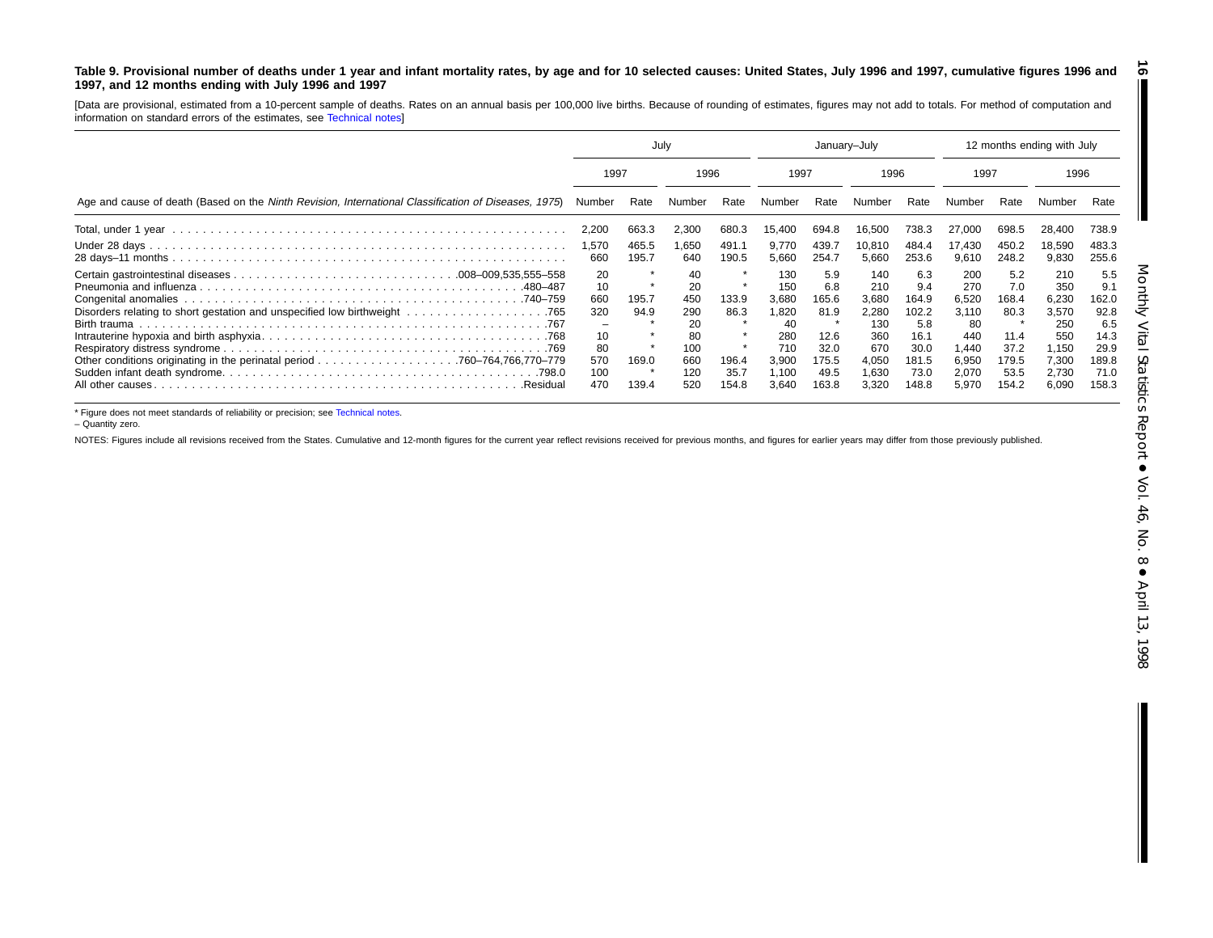**Table 9. Provisional number of deaths under 1 year and infant mortality rates, by age and for 10 selected causes: United States, July 1996 and 1997, cumulative figures 1996 and 1997, and 12 months ending with July 1996 and 1997**

[Data are provisional, estimated from a 10-percent sample of deaths. Rates on an annual basis per 100,000 live births. Because of rounding of estimates, figures may not add to totals. For method of computation and information on standard errors of the estimates, see Technical notes]

| Age and cause of death (Based on the *Ninth Revision, International Classification of Diseases, 1975*) | July | | | | January–July | | | | 12 months ending with July | | | |
|---|---|---|---|---|---|---|---|---|---|---|---|---|
| | 1997 | | 1996 | | 1997 | | 1996 | | 1997 | | 1996 | |
| | Number | Rate | Number | Rate | Number | Rate | Number | Rate | Number | Rate | Number | Rate |
| Total, under 1 year | 2,200 | 663.3 | 2,300 | 680.3 | 15,400 | 694.8 | 16,500 | 738.3 | 27,000 | 698.5 | 28,400 | 738.9 |
| Under 28 days | 1,570 | 465.5 | 1,650 | 491.1 | 9,770 | 439.7 | 10,810 | 484.4 | 17,430 | 450.2 | 18,590 | 483.3 |
| 28 days–11 months | 660 | 195.7 | 640 | 190.5 | 5,660 | 254.7 | 5,660 | 253.6 | 9,610 | 248.2 | 9,830 | 255.6 |
| Certain gastrointestinal diseases .008–009,535,555–558 | 20 | * | 40 | * | 130 | 5.9 | 140 | 6.3 | 200 | 5.2 | 210 | 5.5 |
| Pneumonia and influenza .480–487 | 10 | * | 20 | * | 150 | 6.8 | 210 | 9.4 | 270 | 7.0 | 350 | 9.1 |
| Congenital anomalies .740–759 | 660 | 195.7 | 450 | 133.9 | 3,680 | 165.6 | 3,680 | 164.9 | 6,520 | 168.4 | 6,230 | 162.0 |
| Disorders relating to short gestation and unspecified low birthweight .765 | 320 | 94.9 | 290 | 86.3 | 1,820 | 81.9 | 2,280 | 102.2 | 3,110 | 80.3 | 3,570 | 92.8 |
| Birth trauma .767 | – | * | 20 | * | 40 | * | 130 | 5.8 | 80 | * | 250 | 6.5 |
| Intrauterine hypoxia and birth asphyxia .768 | 10 | * | 80 | * | 280 | 12.6 | 360 | 16.1 | 440 | 11.4 | 550 | 14.3 |
| Respiratory distress syndrome .769 | 80 | * | 100 | * | 710 | 32.0 | 670 | 30.0 | 1,440 | 37.2 | 1,150 | 29.9 |
| Other conditions originating in the perinatal period .760–764,766,770–779 | 570 | 169.0 | 660 | 196.4 | 3,900 | 175.5 | 4,050 | 181.5 | 6,950 | 179.5 | 7,300 | 189.8 |
| Sudden infant death syndrome .798.0 | 100 | * | 120 | 35.7 | 1,100 | 49.5 | 1,630 | 73.0 | 2,070 | 53.5 | 2,730 | 71.0 |
| All other causes .Residual | 470 | 139.4 | 520 | 154.8 | 3,640 | 163.8 | 3,320 | 148.8 | 5,970 | 154.2 | 6,090 | 158.3 |

* Figure does not meet standards of reliability or precision; see Technical notes.

– Quantity zero.

NOTES: Figures include all revisions received from the States. Cumulative and 12-month figures for the current year reflect revisions received for previous months, and figures for earlier years may differ from those previously published.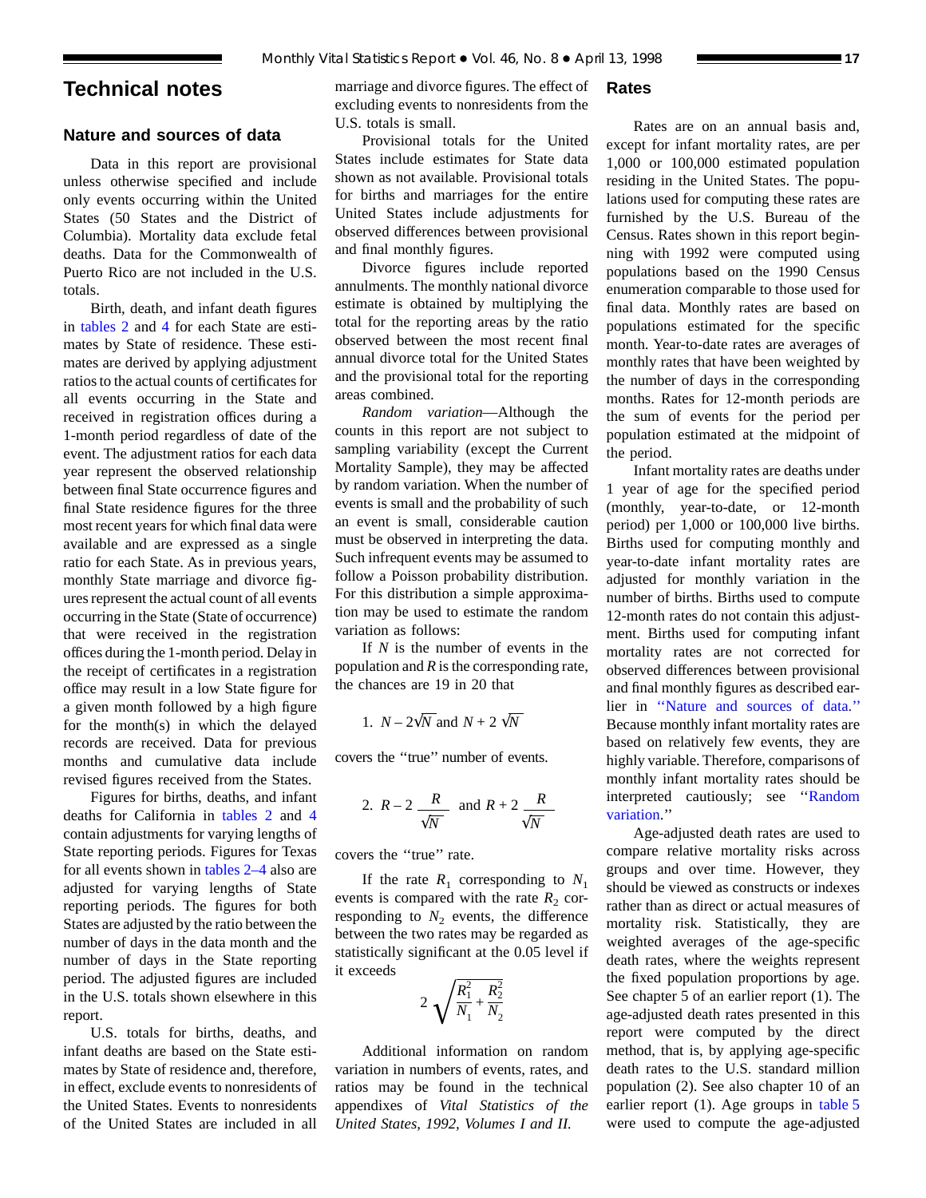# Technical notes

## Nature and sources of data

Data in this report are provisional unless otherwise specified and include only events occurring within the United States (50 States and the District of Columbia). Mortality data exclude fetal deaths. Data for the Commonwealth of Puerto Rico are not included in the U.S. totals.

Birth, death, and infant death figures in tables 2 and 4 for each State are estimates by State of residence. These estimates are derived by applying adjustment ratios to the actual counts of certificates for all events occurring in the State and received in registration offices during a 1-month period regardless of date of the event. The adjustment ratios for each data year represent the observed relationship between final State occurrence figures and final State residence figures for the three most recent years for which final data were available and are expressed as a single ratio for each State. As in previous years, monthly State marriage and divorce figures represent the actual count of all events occurring in the State (State of occurrence) that were received in the registration offices during the 1-month period. Delay in the receipt of certificates in a registration office may result in a low State figure for a given month followed by a high figure for the month(s) in which the delayed records are received. Data for previous months and cumulative data include revised figures received from the States.

Figures for births, deaths, and infant deaths for California in tables 2 and 4 contain adjustments for varying lengths of State reporting periods. Figures for Texas for all events shown in tables 2–4 also are adjusted for varying lengths of State reporting periods. The figures for both States are adjusted by the ratio between the number of days in the data month and the number of days in the State reporting period. The adjusted figures are included in the U.S. totals shown elsewhere in this report.

U.S. totals for births, deaths, and infant deaths are based on the State estimates by State of residence and, therefore, in effect, exclude events to nonresidents of the United States. Events to nonresidents of the United States are included in all marriage and divorce figures. The effect of excluding events to nonresidents from the U.S. totals is small.

Provisional totals for the United States include estimates for State data shown as not available. Provisional totals for births and marriages for the entire United States include adjustments for observed differences between provisional and final monthly figures.

Divorce figures include reported annulments. The monthly national divorce estimate is obtained by multiplying the total for the reporting areas by the ratio observed between the most recent final annual divorce total for the United States and the provisional total for the reporting areas combined.

*Random variation*—Although the counts in this report are not subject to sampling variability (except the Current Mortality Sample), they may be affected by random variation. When the number of events is small and the probability of such an event is small, considerable caution must be observed in interpreting the data. Such infrequent events may be assumed to follow a Poisson probability distribution. For this distribution a simple approximation may be used to estimate the random variation as follows:

If $N$ is the number of events in the population and $R$ is the corresponding rate, the chances are 19 in 20 that

1. $N - 2\sqrt{N}$ and $N + 2\sqrt{N}$

covers the "true" number of events.

2. $R - 2\dfrac{R}{\sqrt{N}}$ and $R + 2\dfrac{R}{\sqrt{N}}$

covers the "true" rate.

If the rate $R_1$ corresponding to $N_1$ events is compared with the rate $R_2$ corresponding to $N_2$ events, the difference between the two rates may be regarded as statistically significant at the 0.05 level if it exceeds

$$2\sqrt{\frac{R_1^2}{N_1} + \frac{R_2^2}{N_2}}$$

Additional information on random variation in numbers of events, rates, and ratios may be found in the technical appendixes of *Vital Statistics of the United States, 1992, Volumes I and II.*

## Rates

Rates are on an annual basis and, except for infant mortality rates, are per 1,000 or 100,000 estimated population residing in the United States. The populations used for computing these rates are furnished by the U.S. Bureau of the Census. Rates shown in this report beginning with 1992 were computed using populations based on the 1990 Census enumeration comparable to those used for final data. Monthly rates are based on populations estimated for the specific month. Year-to-date rates are averages of monthly rates that have been weighted by the number of days in the corresponding months. Rates for 12-month periods are the sum of events for the period per population estimated at the midpoint of the period.

Infant mortality rates are deaths under 1 year of age for the specified period (monthly, year-to-date, or 12-month period) per 1,000 or 100,000 live births. Births used for computing monthly and year-to-date infant mortality rates are adjusted for monthly variation in the number of births. Births used to compute 12-month rates do not contain this adjustment. Births used for computing infant mortality rates are not corrected for observed differences between provisional and final monthly figures as described earlier in "Nature and sources of data." Because monthly infant mortality rates are based on relatively few events, they are highly variable. Therefore, comparisons of monthly infant mortality rates should be interpreted cautiously; see "Random variation."

Age-adjusted death rates are used to compare relative mortality risks across groups and over time. However, they should be viewed as constructs or indexes rather than as direct or actual measures of mortality risk. Statistically, they are weighted averages of the age-specific death rates, where the weights represent the fixed population proportions by age. See chapter 5 of an earlier report (1). The age-adjusted death rates presented in this report were computed by the direct method, that is, by applying age-specific death rates to the U.S. standard million population (2). See also chapter 10 of an earlier report (1). Age groups in table 5 were used to compute the age-adjusted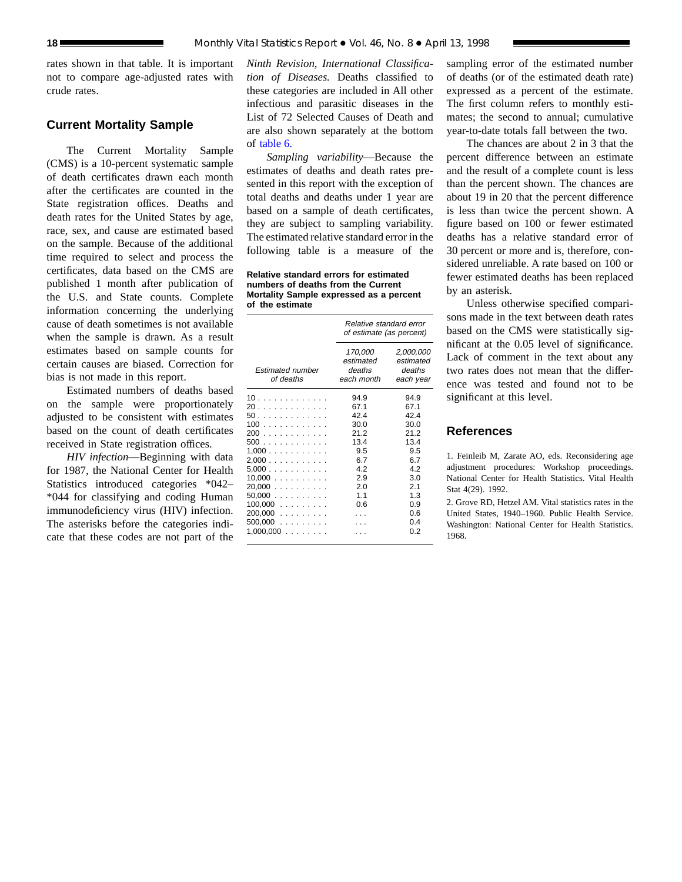rates shown in that table. It is important not to compare age-adjusted rates with crude rates.

## Current Mortality Sample

The Current Mortality Sample (CMS) is a 10-percent systematic sample of death certificates drawn each month after the certificates are counted in the State registration offices. Deaths and death rates for the United States by age, race, sex, and cause are estimated based on the sample. Because of the additional time required to select and process the certificates, data based on the CMS are published 1 month after publication of the U.S. and State counts. Complete information concerning the underlying cause of death sometimes is not available when the sample is drawn. As a result estimates based on sample counts for certain causes are biased. Correction for bias is not made in this report.

Estimated numbers of deaths based on the sample were proportionately adjusted to be consistent with estimates based on the count of death certificates received in State registration offices.

*HIV infection*—Beginning with data for 1987, the National Center for Health Statistics introduced categories *042–*044 for classifying and coding Human immunodeficiency virus (HIV) infection. The asterisks before the categories indicate that these codes are not part of the *Ninth Revision, International Classification of Diseases.* Deaths classified to these categories are included in All other infectious and parasitic diseases in the List of 72 Selected Causes of Death and are also shown separately at the bottom of table 6.

*Sampling variability*—Because the estimates of deaths and death rates presented in this report with the exception of total deaths and deaths under 1 year are based on a sample of death certificates, they are subject to sampling variability. The estimated relative standard error in the following table is a measure of the sampling error of the estimated number of deaths (or of the estimated death rate) expressed as a percent of the estimate. The first column refers to monthly estimates; the second to annual; cumulative year-to-date totals fall between the two.

**Relative standard errors for estimated numbers of deaths from the Current Mortality Sample expressed as a percent of the estimate**

| Estimated number of deaths | Relative standard error of estimate (as percent) | |
|---|---|---|
| | 170,000 estimated deaths each month | 2,000,000 estimated deaths each year |
| 10 | 94.9 | 94.9 |
| 20 | 67.1 | 67.1 |
| 50 | 42.4 | 42.4 |
| 100 | 30.0 | 30.0 |
| 200 | 21.2 | 21.2 |
| 500 | 13.4 | 13.4 |
| 1,000 | 9.5 | 9.5 |
| 2,000 | 6.7 | 6.7 |
| 5,000 | 4.2 | 4.2 |
| 10,000 | 2.9 | 3.0 |
| 20,000 | 2.0 | 2.1 |
| 50,000 | 1.1 | 1.3 |
| 100,000 | 0.6 | 0.9 |
| 200,000 | . . . | 0.6 |
| 500,000 | . . . | 0.4 |
| 1,000,000 | . . . | 0.2 |

The chances are about 2 in 3 that the percent difference between an estimate and the result of a complete count is less than the percent shown. The chances are about 19 in 20 that the percent difference is less than twice the percent shown. A figure based on 100 or fewer estimated deaths has a relative standard error of 30 percent or more and is, therefore, considered unreliable. A rate based on 100 or fewer estimated deaths has been replaced by an asterisk.

Unless otherwise specified comparisons made in the text between death rates based on the CMS were statistically significant at the 0.05 level of significance. Lack of comment in the text about any two rates does not mean that the difference was tested and found not to be significant at this level.

## References

1. Feinleib M, Zarate AO, eds. Reconsidering age adjustment procedures: Workshop proceedings. National Center for Health Statistics. Vital Health Stat 4(29). 1992.

2. Grove RD, Hetzel AM. Vital statistics rates in the United States, 1940–1960. Public Health Service. Washington: National Center for Health Statistics. 1968.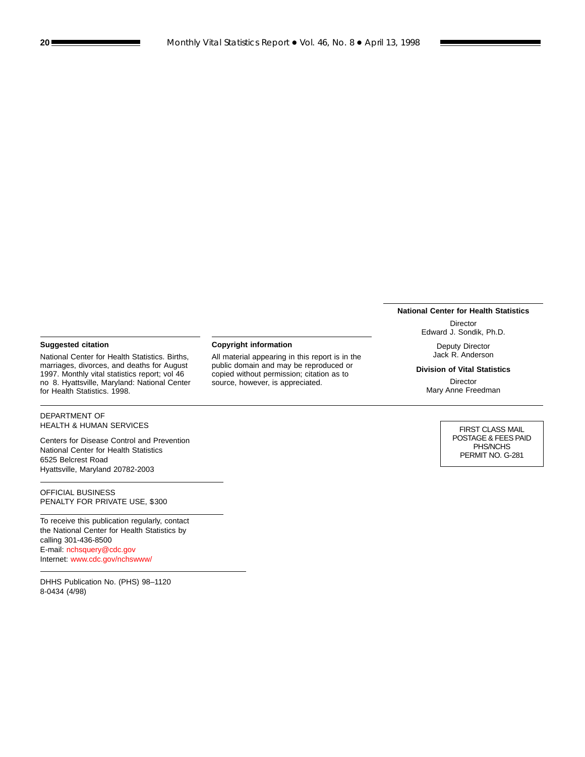**Suggested citation**

National Center for Health Statistics. Births, marriages, divorces, and deaths for August 1997. Monthly vital statistics report; vol 46 no 8. Hyattsville, Maryland: National Center for Health Statistics. 1998.

**Copyright information**

All material appearing in this report is in the public domain and may be reproduced or copied without permission; citation as to source, however, is appreciated.

**National Center for Health Statistics**

Director
Edward J. Sondik, Ph.D.

Deputy Director
Jack R. Anderson

**Division of Vital Statistics**

Director
Mary Anne Freedman

DEPARTMENT OF
HEALTH & HUMAN SERVICES

Centers for Disease Control and Prevention
National Center for Health Statistics
6525 Belcrest Road
Hyattsville, Maryland 20782-2003

OFFICIAL BUSINESS
PENALTY FOR PRIVATE USE, $300

To receive this publication regularly, contact the National Center for Health Statistics by calling 301-436-8500
E-mail: nchsquery@cdc.gov
Internet: www.cdc.gov/nchswww/

DHHS Publication No. (PHS) 98–1120
8-0434 (4/98)

FIRST CLASS MAIL
POSTAGE & FEES PAID
PHS/NCHS
PERMIT NO. G-281